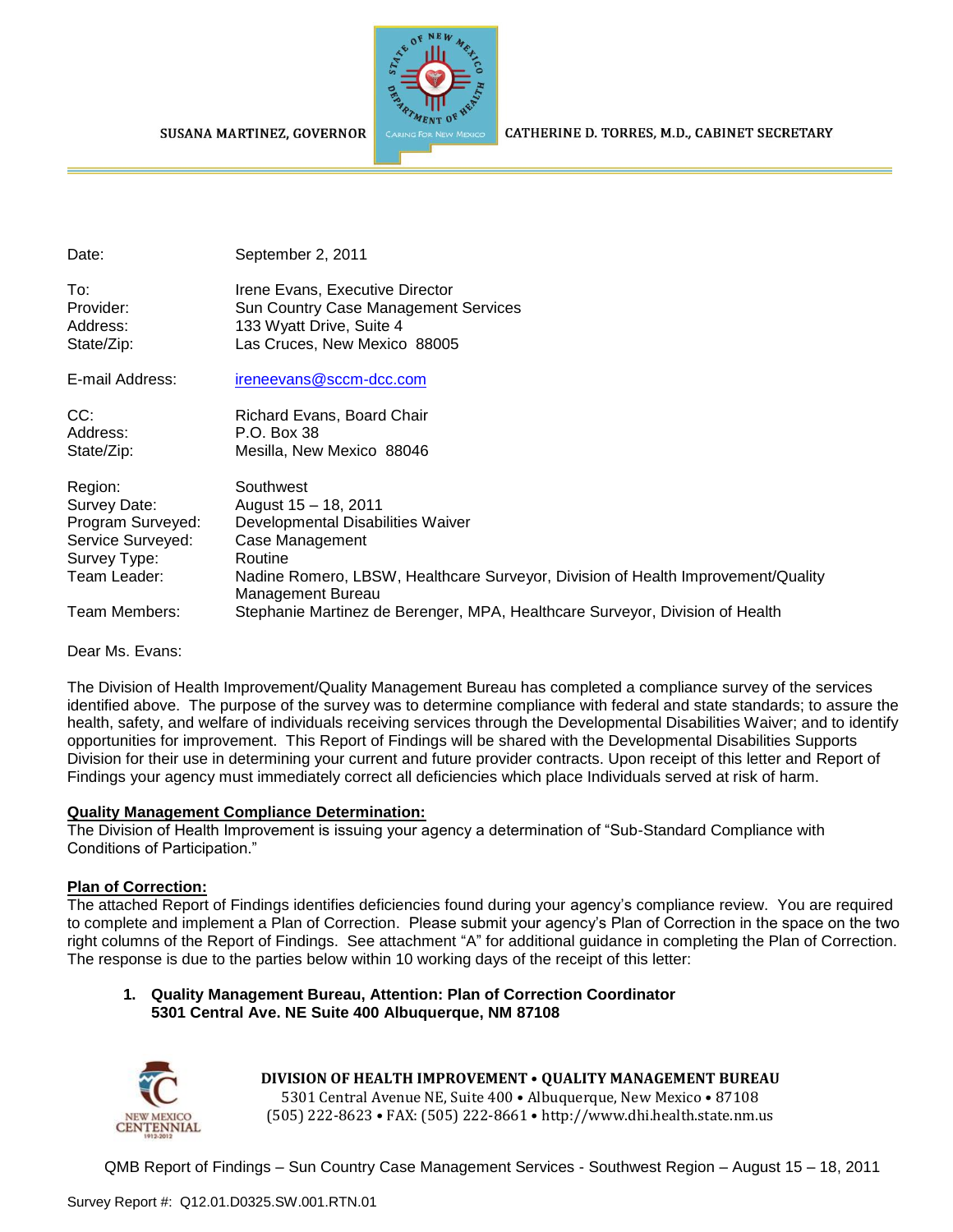SUSANA MARTINEZ, GOVERNOR

CATHERINE D. TORRES, M.D., CABINET SECRETARY

| | |
|---|---|
| Date: | September 2, 2011 |
| To: | Irene Evans, Executive Director |
| Provider: | Sun Country Case Management Services |
| Address: | 133 Wyatt Drive, Suite 4 |
| State/Zip: | Las Cruces, New Mexico 88005 |
| E-mail Address: | ireneevans@sccm-dcc.com |
| CC: | Richard Evans, Board Chair |
| Address: | P.O. Box 38 |
| State/Zip: | Mesilla, New Mexico 88046 |
| Region: | Southwest |
| Survey Date: | August 15 – 18, 2011 |
| Program Surveyed: | Developmental Disabilities Waiver |
| Service Surveyed: | Case Management |
| Survey Type: | Routine |
| Team Leader: | Nadine Romero, LBSW, Healthcare Surveyor, Division of Health Improvement/Quality Management Bureau |
| Team Members: | Stephanie Martinez de Berenger, MPA, Healthcare Surveyor, Division of Health |

Dear Ms. Evans:

The Division of Health Improvement/Quality Management Bureau has completed a compliance survey of the services identified above. The purpose of the survey was to determine compliance with federal and state standards; to assure the health, safety, and welfare of individuals receiving services through the Developmental Disabilities Waiver; and to identify opportunities for improvement. This Report of Findings will be shared with the Developmental Disabilities Supports Division for their use in determining your current and future provider contracts. Upon receipt of this letter and Report of Findings your agency must immediately correct all deficiencies which place Individuals served at risk of harm.

**Quality Management Compliance Determination:**

The Division of Health Improvement is issuing your agency a determination of "Sub-Standard Compliance with Conditions of Participation."

**Plan of Correction:**

The attached Report of Findings identifies deficiencies found during your agency's compliance review. You are required to complete and implement a Plan of Correction. Please submit your agency's Plan of Correction in the space on the two right columns of the Report of Findings. See attachment "A" for additional guidance in completing the Plan of Correction. The response is due to the parties below within 10 working days of the receipt of this letter:

1. **Quality Management Bureau, Attention: Plan of Correction Coordinator**
   **5301 Central Ave. NE Suite 400 Albuquerque, NM 87108**

**DIVISION OF HEALTH IMPROVEMENT • QUALITY MANAGEMENT BUREAU**
5301 Central Avenue NE, Suite 400 • Albuquerque, New Mexico • 87108
(505) 222-8623 • FAX: (505) 222-8661 • http://www.dhi.health.state.nm.us

QMB Report of Findings – Sun Country Case Management Services - Southwest Region – August 15 – 18, 2011

Survey Report #: Q12.01.D0325.SW.001.RTN.01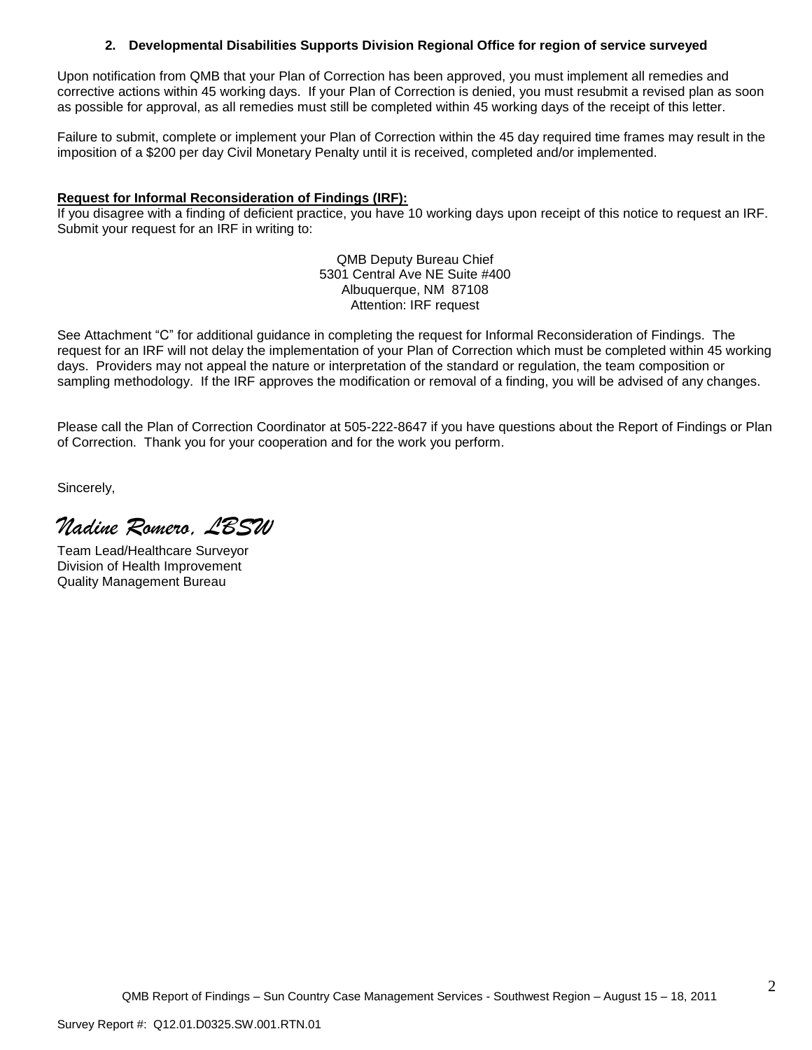**2. Developmental Disabilities Supports Division Regional Office for region of service surveyed**

Upon notification from QMB that your Plan of Correction has been approved, you must implement all remedies and corrective actions within 45 working days. If your Plan of Correction is denied, you must resubmit a revised plan as soon as possible for approval, as all remedies must still be completed within 45 working days of the receipt of this letter.

Failure to submit, complete or implement your Plan of Correction within the 45 day required time frames may result in the imposition of a $200 per day Civil Monetary Penalty until it is received, completed and/or implemented.

**Request for Informal Reconsideration of Findings (IRF):**

If you disagree with a finding of deficient practice, you have 10 working days upon receipt of this notice to request an IRF. Submit your request for an IRF in writing to:

QMB Deputy Bureau Chief
5301 Central Ave NE Suite #400
Albuquerque, NM 87108
Attention: IRF request

See Attachment "C" for additional guidance in completing the request for Informal Reconsideration of Findings. The request for an IRF will not delay the implementation of your Plan of Correction which must be completed within 45 working days. Providers may not appeal the nature or interpretation of the standard or regulation, the team composition or sampling methodology. If the IRF approves the modification or removal of a finding, you will be advised of any changes.

Please call the Plan of Correction Coordinator at 505-222-8647 if you have questions about the Report of Findings or Plan of Correction. Thank you for your cooperation and for the work you perform.

Sincerely,

*Nadine Romero, LBSW*

Team Lead/Healthcare Surveyor
Division of Health Improvement
Quality Management Bureau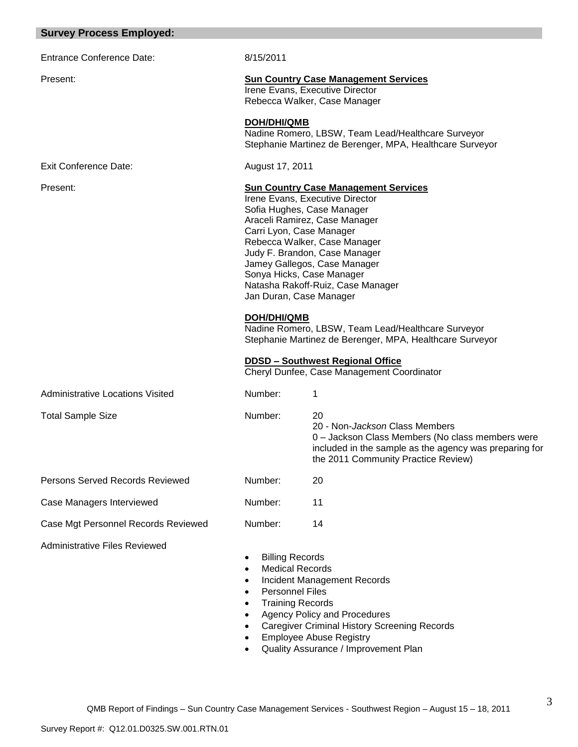## Survey Process Employed:

Entrance Conference Date: 8/15/2011

Present:

**Sun Country Case Management Services**
Irene Evans, Executive Director
Rebecca Walker, Case Manager

**DOH/DHI/QMB**
Nadine Romero, LBSW, Team Lead/Healthcare Surveyor
Stephanie Martinez de Berenger, MPA, Healthcare Surveyor

Exit Conference Date: August 17, 2011

Present:

**Sun Country Case Management Services**
Irene Evans, Executive Director
Sofia Hughes, Case Manager
Araceli Ramirez, Case Manager
Carri Lyon, Case Manager
Rebecca Walker, Case Manager
Judy F. Brandon, Case Manager
Jamey Gallegos, Case Manager
Sonya Hicks, Case Manager
Natasha Rakoff-Ruiz, Case Manager
Jan Duran, Case Manager

**DOH/DHI/QMB**
Nadine Romero, LBSW, Team Lead/Healthcare Surveyor
Stephanie Martinez de Berenger, MPA, Healthcare Surveyor

**DDSD – Southwest Regional Office**
Cheryl Dunfee, Case Management Coordinator

Administrative Locations Visited — Number: 1

Total Sample Size — Number: 20
20 - Non-*Jackson* Class Members
0 – Jackson Class Members (No class members were included in the sample as the agency was preparing for the 2011 Community Practice Review)

Persons Served Records Reviewed — Number: 20

Case Managers Interviewed — Number: 11

Case Mgt Personnel Records Reviewed — Number: 14

Administrative Files Reviewed

- Billing Records
- Medical Records
- Incident Management Records
- Personnel Files
- Training Records
- Agency Policy and Procedures
- Caregiver Criminal History Screening Records
- Employee Abuse Registry
- Quality Assurance / Improvement Plan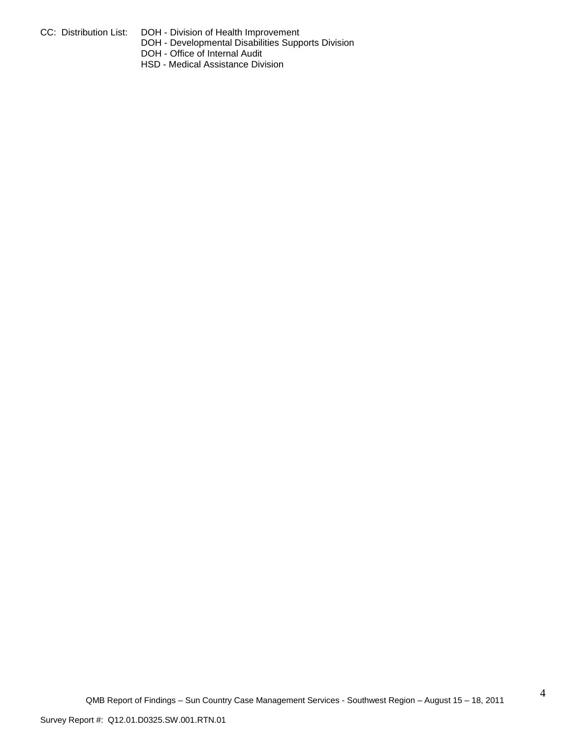CC: Distribution List: DOH - Division of Health Improvement
DOH - Developmental Disabilities Supports Division
DOH - Office of Internal Audit
HSD - Medical Assistance Division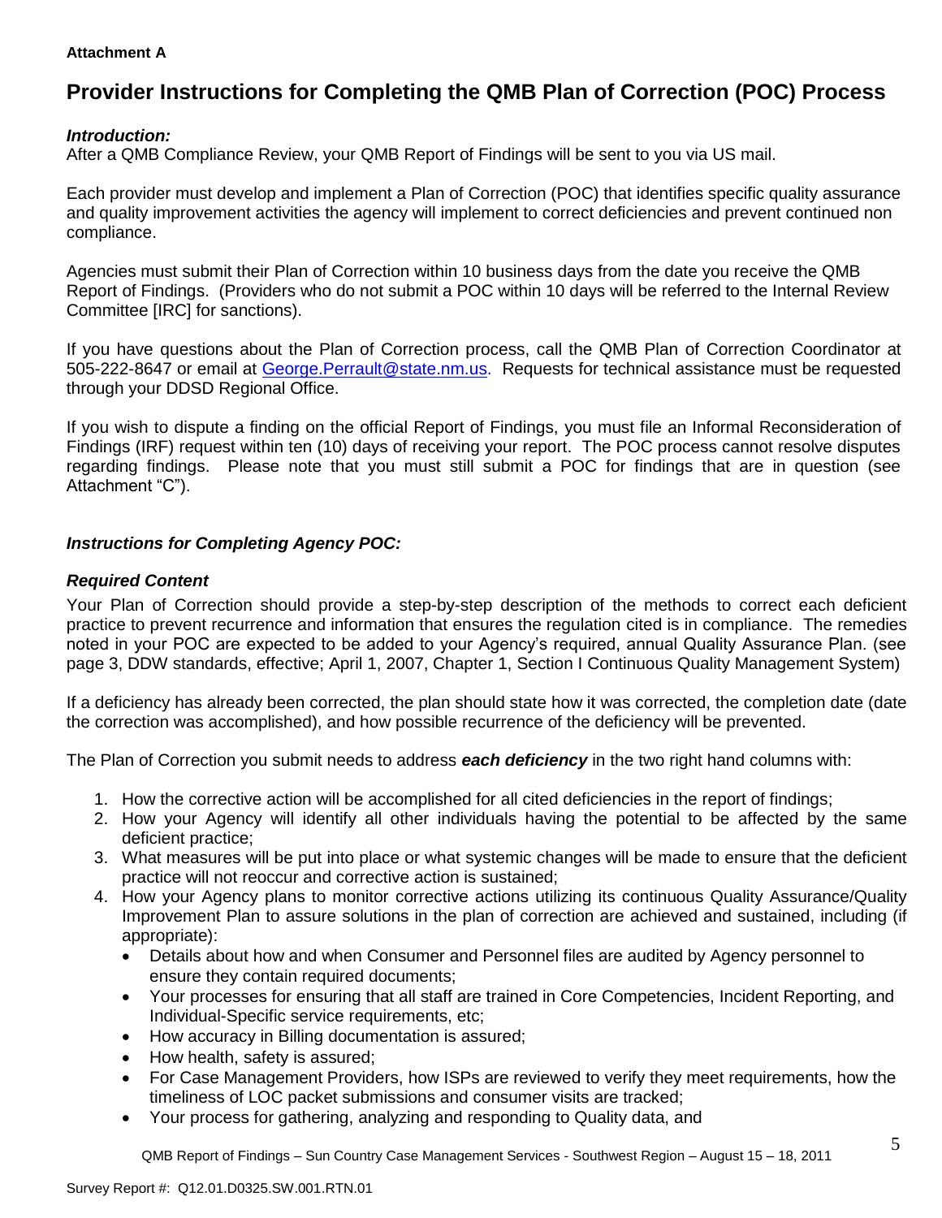**Attachment A**

# Provider Instructions for Completing the QMB Plan of Correction (POC) Process

***Introduction:***
After a QMB Compliance Review, your QMB Report of Findings will be sent to you via US mail.

Each provider must develop and implement a Plan of Correction (POC) that identifies specific quality assurance and quality improvement activities the agency will implement to correct deficiencies and prevent continued non compliance.

Agencies must submit their Plan of Correction within 10 business days from the date you receive the QMB Report of Findings. (Providers who do not submit a POC within 10 days will be referred to the Internal Review Committee [IRC] for sanctions).

If you have questions about the Plan of Correction process, call the QMB Plan of Correction Coordinator at 505-222-8647 or email at George.Perrault@state.nm.us. Requests for technical assistance must be requested through your DDSD Regional Office.

If you wish to dispute a finding on the official Report of Findings, you must file an Informal Reconsideration of Findings (IRF) request within ten (10) days of receiving your report. The POC process cannot resolve disputes regarding findings. Please note that you must still submit a POC for findings that are in question (see Attachment "C").

***Instructions for Completing Agency POC:***

***Required Content***
Your Plan of Correction should provide a step-by-step description of the methods to correct each deficient practice to prevent recurrence and information that ensures the regulation cited is in compliance. The remedies noted in your POC are expected to be added to your Agency's required, annual Quality Assurance Plan. (see page 3, DDW standards, effective; April 1, 2007, Chapter 1, Section I Continuous Quality Management System)

If a deficiency has already been corrected, the plan should state how it was corrected, the completion date (date the correction was accomplished), and how possible recurrence of the deficiency will be prevented.

The Plan of Correction you submit needs to address ***each deficiency*** in the two right hand columns with:

1. How the corrective action will be accomplished for all cited deficiencies in the report of findings;
2. How your Agency will identify all other individuals having the potential to be affected by the same deficient practice;
3. What measures will be put into place or what systemic changes will be made to ensure that the deficient practice will not reoccur and corrective action is sustained;
4. How your Agency plans to monitor corrective actions utilizing its continuous Quality Assurance/Quality Improvement Plan to assure solutions in the plan of correction are achieved and sustained, including (if appropriate):
   - Details about how and when Consumer and Personnel files are audited by Agency personnel to ensure they contain required documents;
   - Your processes for ensuring that all staff are trained in Core Competencies, Incident Reporting, and Individual-Specific service requirements, etc;
   - How accuracy in Billing documentation is assured;
   - How health, safety is assured;
   - For Case Management Providers, how ISPs are reviewed to verify they meet requirements, how the timeliness of LOC packet submissions and consumer visits are tracked;
   - Your process for gathering, analyzing and responding to Quality data, and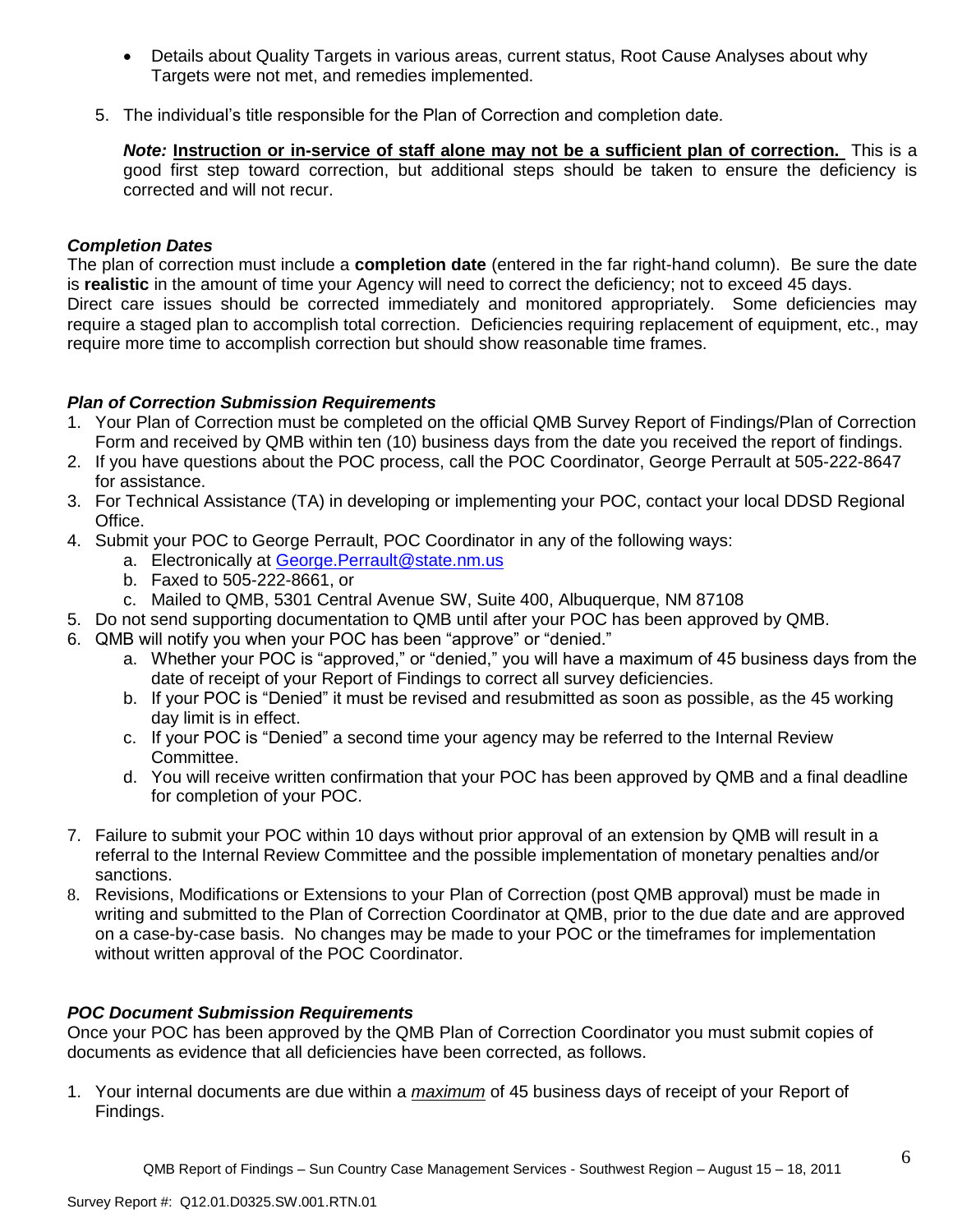- Details about Quality Targets in various areas, current status, Root Cause Analyses about why Targets were not met, and remedies implemented.

5. The individual's title responsible for the Plan of Correction and completion date.

   ***Note:*** **Instruction or in-service of staff alone may not be a sufficient plan of correction.** This is a good first step toward correction, but additional steps should be taken to ensure the deficiency is corrected and will not recur.

### *Completion Dates*

The plan of correction must include a **completion date** (entered in the far right-hand column). Be sure the date is **realistic** in the amount of time your Agency will need to correct the deficiency; not to exceed 45 days. Direct care issues should be corrected immediately and monitored appropriately. Some deficiencies may require a staged plan to accomplish total correction. Deficiencies requiring replacement of equipment, etc., may require more time to accomplish correction but should show reasonable time frames.

### *Plan of Correction Submission Requirements*

1. Your Plan of Correction must be completed on the official QMB Survey Report of Findings/Plan of Correction Form and received by QMB within ten (10) business days from the date you received the report of findings.
2. If you have questions about the POC process, call the POC Coordinator, George Perrault at 505-222-8647 for assistance.
3. For Technical Assistance (TA) in developing or implementing your POC, contact your local DDSD Regional Office.
4. Submit your POC to George Perrault, POC Coordinator in any of the following ways:
   a. Electronically at George.Perrault@state.nm.us
   b. Faxed to 505-222-8661, or
   c. Mailed to QMB, 5301 Central Avenue SW, Suite 400, Albuquerque, NM 87108
5. Do not send supporting documentation to QMB until after your POC has been approved by QMB.
6. QMB will notify you when your POC has been "approve" or "denied."
   a. Whether your POC is "approved," or "denied," you will have a maximum of 45 business days from the date of receipt of your Report of Findings to correct all survey deficiencies.
   b. If your POC is "Denied" it must be revised and resubmitted as soon as possible, as the 45 working day limit is in effect.
   c. If your POC is "Denied" a second time your agency may be referred to the Internal Review Committee.
   d. You will receive written confirmation that your POC has been approved by QMB and a final deadline for completion of your POC.
7. Failure to submit your POC within 10 days without prior approval of an extension by QMB will result in a referral to the Internal Review Committee and the possible implementation of monetary penalties and/or sanctions.
8. Revisions, Modifications or Extensions to your Plan of Correction (post QMB approval) must be made in writing and submitted to the Plan of Correction Coordinator at QMB, prior to the due date and are approved on a case-by-case basis. No changes may be made to your POC or the timeframes for implementation without written approval of the POC Coordinator.

### *POC Document Submission Requirements*

Once your POC has been approved by the QMB Plan of Correction Coordinator you must submit copies of documents as evidence that all deficiencies have been corrected, as follows.

1. Your internal documents are due within a ***maximum*** of 45 business days of receipt of your Report of Findings.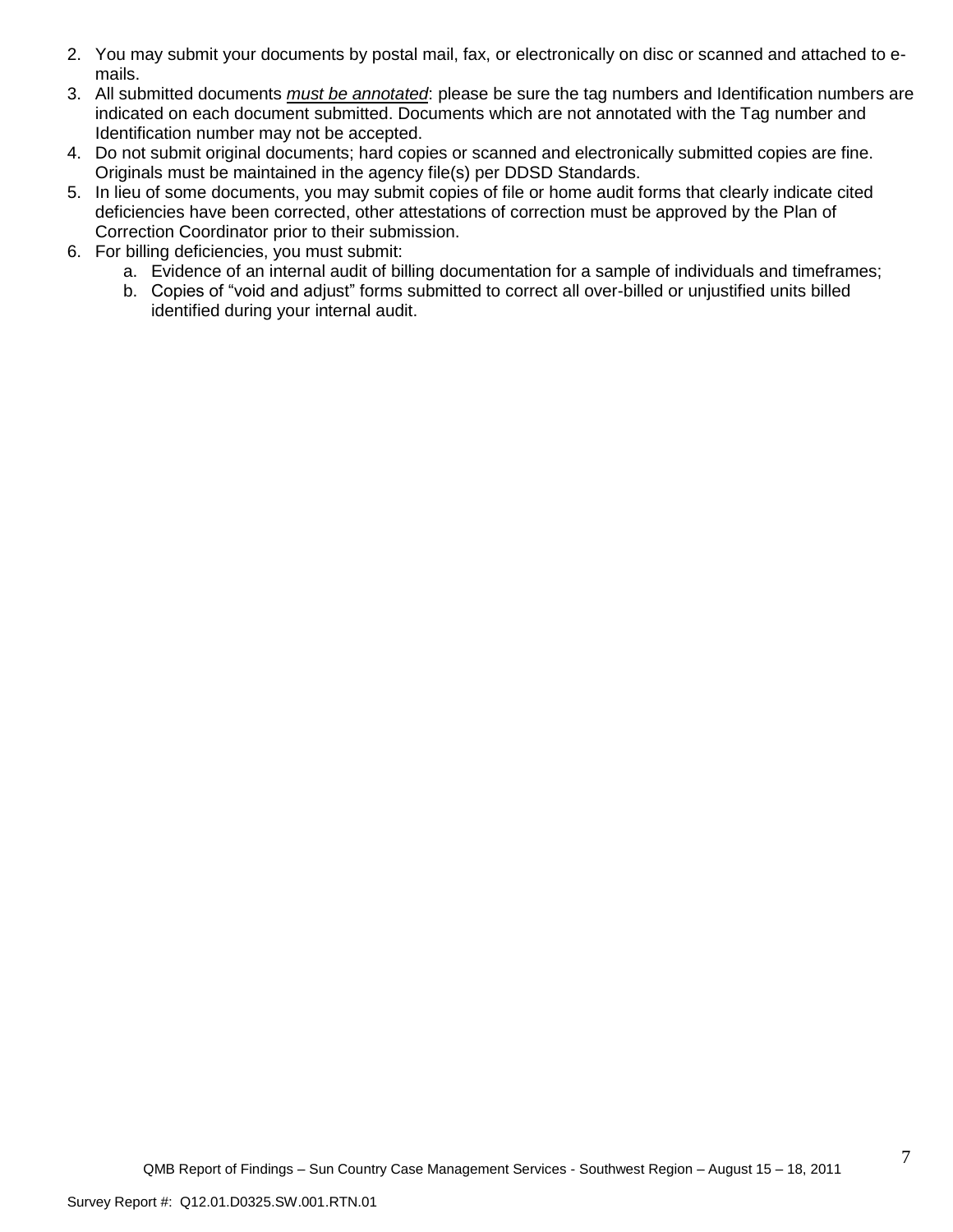2. You may submit your documents by postal mail, fax, or electronically on disc or scanned and attached to e-mails.
3. All submitted documents *must be annotated*: please be sure the tag numbers and Identification numbers are indicated on each document submitted. Documents which are not annotated with the Tag number and Identification number may not be accepted.
4. Do not submit original documents; hard copies or scanned and electronically submitted copies are fine. Originals must be maintained in the agency file(s) per DDSD Standards.
5. In lieu of some documents, you may submit copies of file or home audit forms that clearly indicate cited deficiencies have been corrected, other attestations of correction must be approved by the Plan of Correction Coordinator prior to their submission.
6. For billing deficiencies, you must submit:
    a. Evidence of an internal audit of billing documentation for a sample of individuals and timeframes;
    b. Copies of “void and adjust” forms submitted to correct all over-billed or unjustified units billed identified during your internal audit.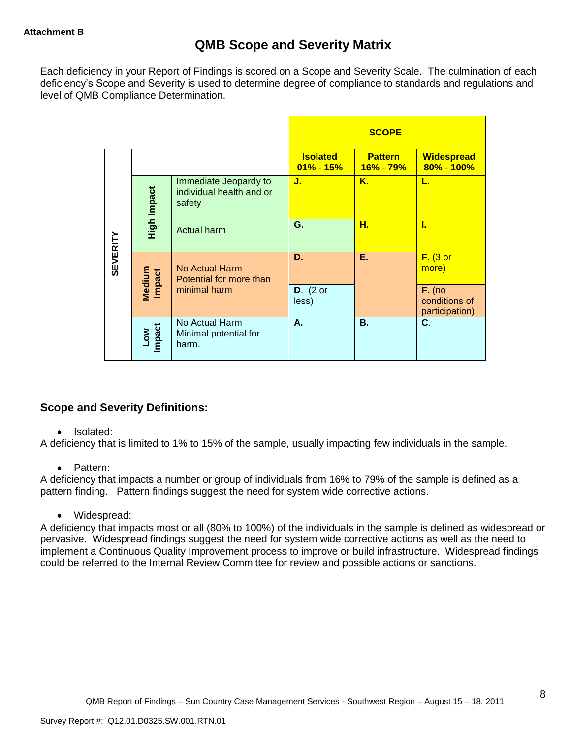**Attachment B**

# QMB Scope and Severity Matrix

Each deficiency in your Report of Findings is scored on a Scope and Severity Scale. The culmination of each deficiency's Scope and Severity is used to determine degree of compliance to standards and regulations and level of QMB Compliance Determination.

| | | | SCOPE | | |
|---|---|---|---|---|---|
| SEVERITY | | | **Isolated 01% - 15%** | **Pattern 16% - 79%** | **Widespread 80% - 100%** |
| | **High Impact** | Immediate Jeopardy to individual health and or safety | **J.** | **K**. | **L.** |
| | | Actual harm | **G.** | **H.** | **I.** |
| | **Medium Impact** | No Actual Harm Potential for more than minimal harm | **D.** | **E.** | **F.** (3 or more) |
| | | | **D**. (2 or less) | | **F.** (no conditions of participation) |
| | **Low Impact** | No Actual Harm Minimal potential for harm. | **A.** | **B.** | **C**. |

## Scope and Severity Definitions:

- Isolated:

A deficiency that is limited to 1% to 15% of the sample, usually impacting few individuals in the sample.

- Pattern:

A deficiency that impacts a number or group of individuals from 16% to 79% of the sample is defined as a pattern finding. Pattern findings suggest the need for system wide corrective actions.

- Widespread:

A deficiency that impacts most or all (80% to 100%) of the individuals in the sample is defined as widespread or pervasive. Widespread findings suggest the need for system wide corrective actions as well as the need to implement a Continuous Quality Improvement process to improve or build infrastructure. Widespread findings could be referred to the Internal Review Committee for review and possible actions or sanctions.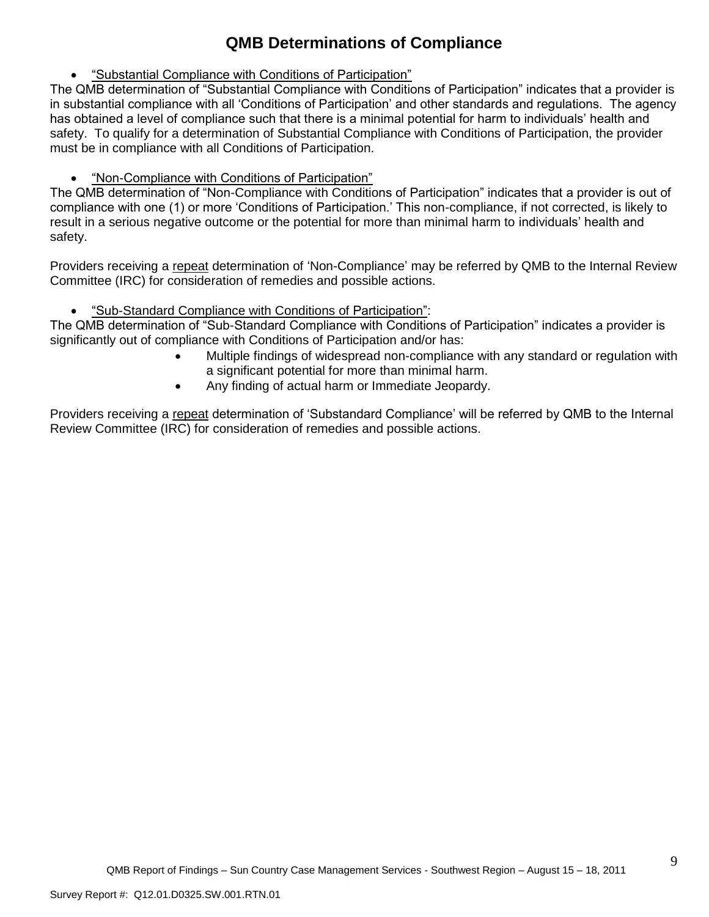# QMB Determinations of Compliance

- "Substantial Compliance with Conditions of Participation"

The QMB determination of "Substantial Compliance with Conditions of Participation" indicates that a provider is in substantial compliance with all 'Conditions of Participation' and other standards and regulations. The agency has obtained a level of compliance such that there is a minimal potential for harm to individuals' health and safety. To qualify for a determination of Substantial Compliance with Conditions of Participation, the provider must be in compliance with all Conditions of Participation.

- "Non-Compliance with Conditions of Participation"

The QMB determination of "Non-Compliance with Conditions of Participation" indicates that a provider is out of compliance with one (1) or more 'Conditions of Participation.' This non-compliance, if not corrected, is likely to result in a serious negative outcome or the potential for more than minimal harm to individuals' health and safety.

Providers receiving a repeat determination of 'Non-Compliance' may be referred by QMB to the Internal Review Committee (IRC) for consideration of remedies and possible actions.

- "Sub-Standard Compliance with Conditions of Participation":

The QMB determination of "Sub-Standard Compliance with Conditions of Participation" indicates a provider is significantly out of compliance with Conditions of Participation and/or has:

- Multiple findings of widespread non-compliance with any standard or regulation with a significant potential for more than minimal harm.
- Any finding of actual harm or Immediate Jeopardy.

Providers receiving a repeat determination of 'Substandard Compliance' will be referred by QMB to the Internal Review Committee (IRC) for consideration of remedies and possible actions.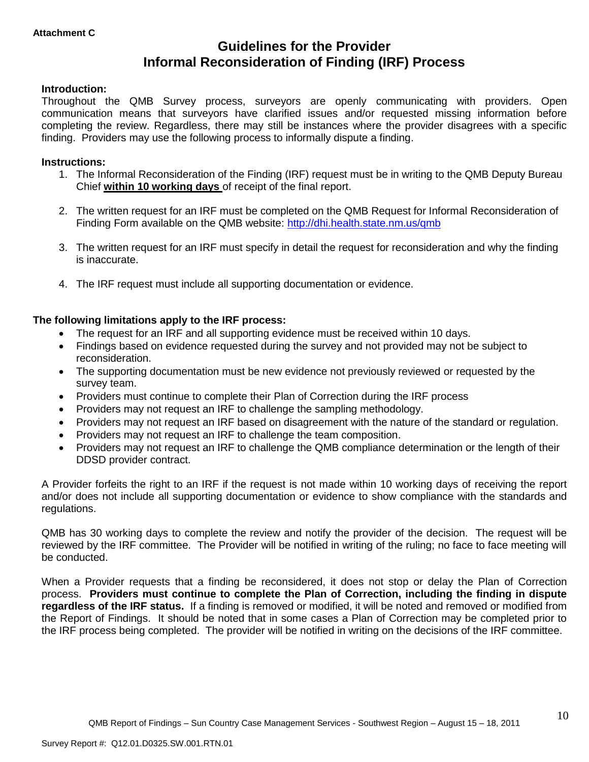**Attachment C**

# Guidelines for the Provider Informal Reconsideration of Finding (IRF) Process

**Introduction:**

Throughout the QMB Survey process, surveyors are openly communicating with providers. Open communication means that surveyors have clarified issues and/or requested missing information before completing the review. Regardless, there may still be instances where the provider disagrees with a specific finding. Providers may use the following process to informally dispute a finding.

**Instructions:**

1. The Informal Reconsideration of the Finding (IRF) request must be in writing to the QMB Deputy Bureau Chief **within 10 working days** of receipt of the final report.

2. The written request for an IRF must be completed on the QMB Request for Informal Reconsideration of Finding Form available on the QMB website: http://dhi.health.state.nm.us/qmb

3. The written request for an IRF must specify in detail the request for reconsideration and why the finding is inaccurate.

4. The IRF request must include all supporting documentation or evidence.

**The following limitations apply to the IRF process:**

- The request for an IRF and all supporting evidence must be received within 10 days.
- Findings based on evidence requested during the survey and not provided may not be subject to reconsideration.
- The supporting documentation must be new evidence not previously reviewed or requested by the survey team.
- Providers must continue to complete their Plan of Correction during the IRF process
- Providers may not request an IRF to challenge the sampling methodology.
- Providers may not request an IRF based on disagreement with the nature of the standard or regulation.
- Providers may not request an IRF to challenge the team composition.
- Providers may not request an IRF to challenge the QMB compliance determination or the length of their DDSD provider contract.

A Provider forfeits the right to an IRF if the request is not made within 10 working days of receiving the report and/or does not include all supporting documentation or evidence to show compliance with the standards and regulations.

QMB has 30 working days to complete the review and notify the provider of the decision. The request will be reviewed by the IRF committee. The Provider will be notified in writing of the ruling; no face to face meeting will be conducted.

When a Provider requests that a finding be reconsidered, it does not stop or delay the Plan of Correction process. **Providers must continue to complete the Plan of Correction, including the finding in dispute regardless of the IRF status.** If a finding is removed or modified, it will be noted and removed or modified from the Report of Findings. It should be noted that in some cases a Plan of Correction may be completed prior to the IRF process being completed. The provider will be notified in writing on the decisions of the IRF committee.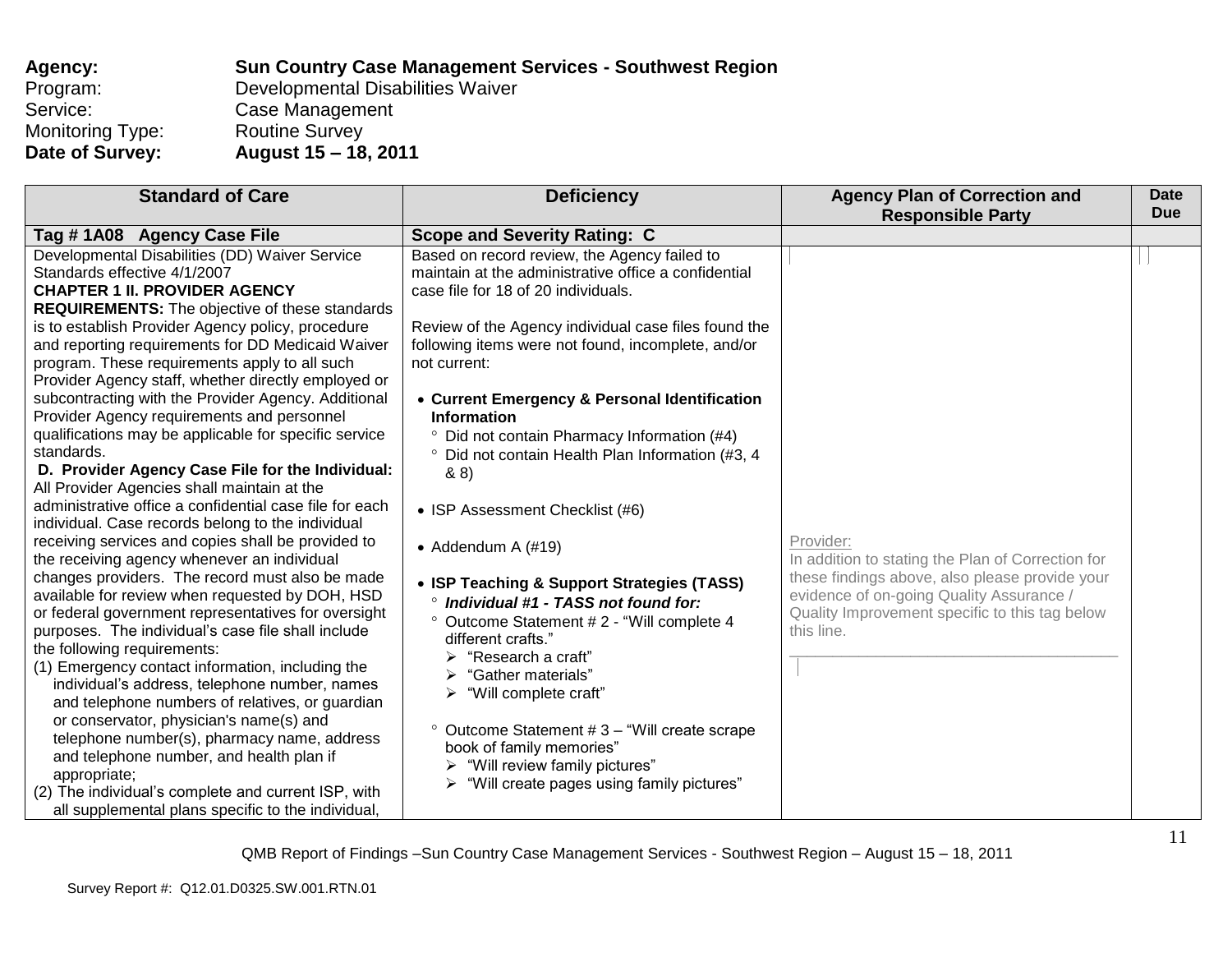**Agency:** **Sun Country Case Management Services - Southwest Region**
Program: Developmental Disabilities Waiver
Service: Case Management
Monitoring Type: Routine Survey
**Date of Survey:** **August 15 – 18, 2011**

| Standard of Care | Deficiency | Agency Plan of Correction and Responsible Party | Date Due |
|---|---|---|---|
| **Tag # 1A08 Agency Case File** | **Scope and Severity Rating: C** | | |
| Developmental Disabilities (DD) Waiver Service Standards effective 4/1/2007<br>**CHAPTER 1 II. PROVIDER AGENCY REQUIREMENTS:** The objective of these standards is to establish Provider Agency policy, procedure and reporting requirements for DD Medicaid Waiver program. These requirements apply to all such Provider Agency staff, whether directly employed or subcontracting with the Provider Agency. Additional Provider Agency requirements and personnel qualifications may be applicable for specific service standards.<br>**D. Provider Agency Case File for the Individual:** All Provider Agencies shall maintain at the administrative office a confidential case file for each individual. Case records belong to the individual receiving services and copies shall be provided to the receiving agency whenever an individual changes providers. The record must also be made available for review when requested by DOH, HSD or federal government representatives for oversight purposes. The individual's case file shall include the following requirements:<br>(1) Emergency contact information, including the individual's address, telephone number, names and telephone numbers of relatives, or guardian or conservator, physician's name(s) and telephone number(s), pharmacy name, address and telephone number, and health plan if appropriate;<br>(2) The individual's complete and current ISP, with all supplemental plans specific to the individual, | Based on record review, the Agency failed to maintain at the administrative office a confidential case file for 18 of 20 individuals.<br><br>Review of the Agency individual case files found the following items were not found, incomplete, and/or not current:<br><br>• **Current Emergency & Personal Identification Information**<br>° Did not contain Pharmacy Information (#4)<br>° Did not contain Health Plan Information (#3, 4 & 8)<br><br>• ISP Assessment Checklist (#6)<br><br>• Addendum A (#19)<br><br>• **ISP Teaching & Support Strategies (TASS)**<br>° ***Individual #1 - TASS not found for:***<br>° Outcome Statement # 2 - "Will complete 4 different crafts."<br>➢ "Research a craft"<br>➢ "Gather materials"<br>➢ "Will complete craft"<br><br>° Outcome Statement # 3 – "Will create scrape book of family memories"<br>➢ "Will review family pictures"<br>➢ "Will create pages using family pictures" | Provider:<br>In addition to stating the Plan of Correction for these findings above, also please provide your evidence of on-going Quality Assurance / Quality Improvement specific to this tag below this line.<br>\_\_\_\_\_\_\_\_\_\_\_\_\_\_\_\_\_\_\_\_\_\_\_\_\_\_\_\_\_\_\_\_\_\_\_\_\_\_ | |

QMB Report of Findings –Sun Country Case Management Services - Southwest Region – August 15 – 18, 2011

Survey Report #: Q12.01.D0325.SW.001.RTN.01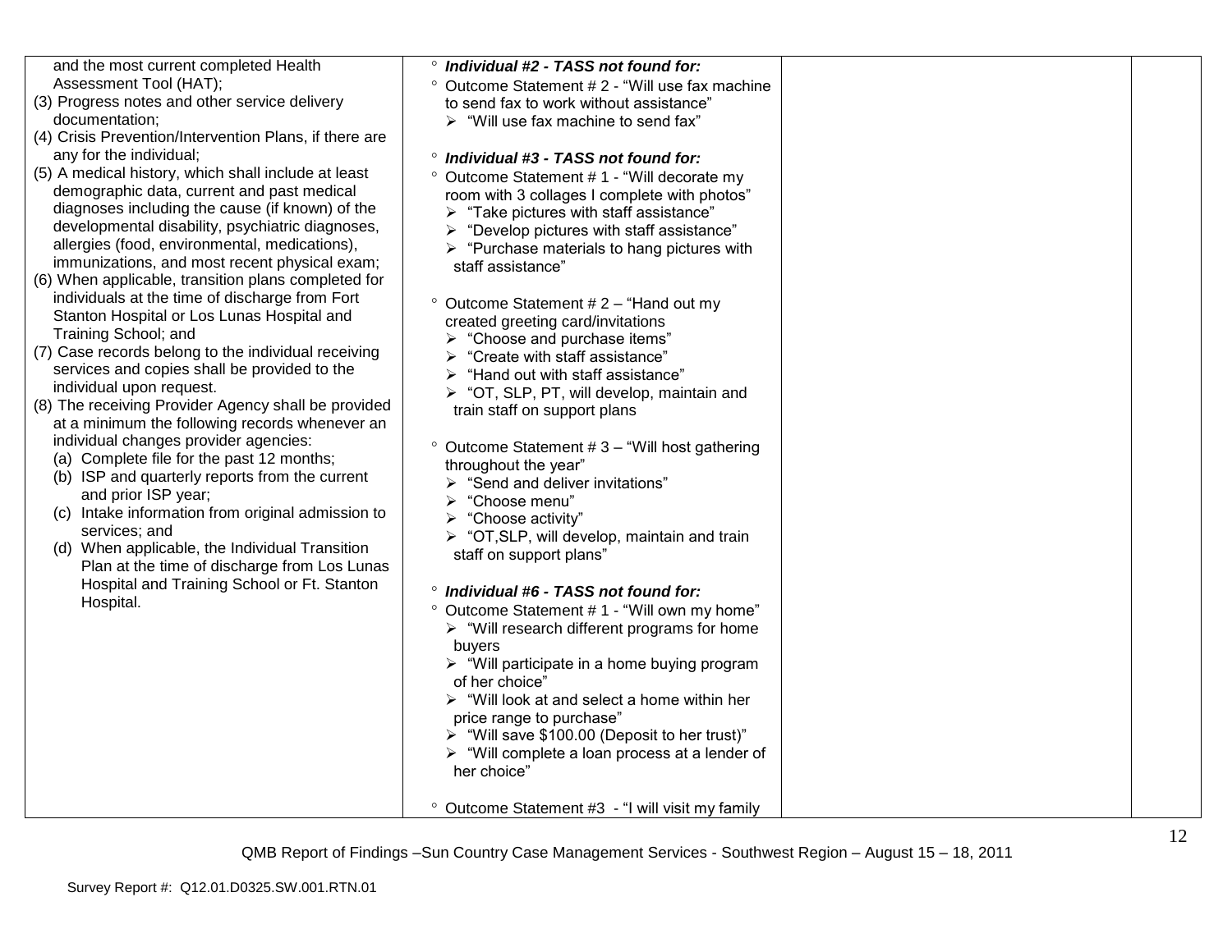| | | | |
|---|---|---|---|
| and the most current completed Health Assessment Tool (HAT);<br>(3) Progress notes and other service delivery documentation;<br>(4) Crisis Prevention/Intervention Plans, if there are any for the individual;<br>(5) A medical history, which shall include at least demographic data, current and past medical diagnoses including the cause (if known) of the developmental disability, psychiatric diagnoses, allergies (food, environmental, medications), immunizations, and most recent physical exam;<br>(6) When applicable, transition plans completed for individuals at the time of discharge from Fort Stanton Hospital or Los Lunas Hospital and Training School; and<br>(7) Case records belong to the individual receiving services and copies shall be provided to the individual upon request.<br>(8) The receiving Provider Agency shall be provided at a minimum the following records whenever an individual changes provider agencies:<br>(a) Complete file for the past 12 months;<br>(b) ISP and quarterly reports from the current and prior ISP year;<br>(c) Intake information from original admission to services; and<br>(d) When applicable, the Individual Transition Plan at the time of discharge from Los Lunas Hospital and Training School or Ft. Stanton Hospital. | ° ***Individual #2 - TASS not found for:***<br>° Outcome Statement # 2 - "Will use fax machine to send fax to work without assistance"<br>➢ "Will use fax machine to send fax"<br><br>° ***Individual #3 - TASS not found for:***<br>° Outcome Statement # 1 - "Will decorate my room with 3 collages I complete with photos"<br>➢ "Take pictures with staff assistance"<br>➢ "Develop pictures with staff assistance"<br>➢ "Purchase materials to hang pictures with staff assistance"<br><br>° Outcome Statement # 2 – "Hand out my created greeting card/invitations<br>➢ "Choose and purchase items"<br>➢ "Create with staff assistance"<br>➢ "Hand out with staff assistance"<br>➢ "OT, SLP, PT, will develop, maintain and train staff on support plans<br><br>° Outcome Statement # 3 – "Will host gathering throughout the year"<br>➢ "Send and deliver invitations"<br>➢ "Choose menu"<br>➢ "Choose activity"<br>➢ "OT,SLP, will develop, maintain and train staff on support plans"<br><br>° ***Individual #6 - TASS not found for:***<br>° Outcome Statement # 1 - "Will own my home"<br>➢ "Will research different programs for home buyers<br>➢ "Will participate in a home buying program of her choice"<br>➢ "Will look at and select a home within her price range to purchase"<br>➢ "Will save $100.00 (Deposit to her trust)"<br>➢ "Will complete a loan process at a lender of her choice"<br><br>° Outcome Statement #3 - "I will visit my family | | |

QMB Report of Findings –Sun Country Case Management Services - Southwest Region – August 15 – 18, 2011

Survey Report #: Q12.01.D0325.SW.001.RTN.01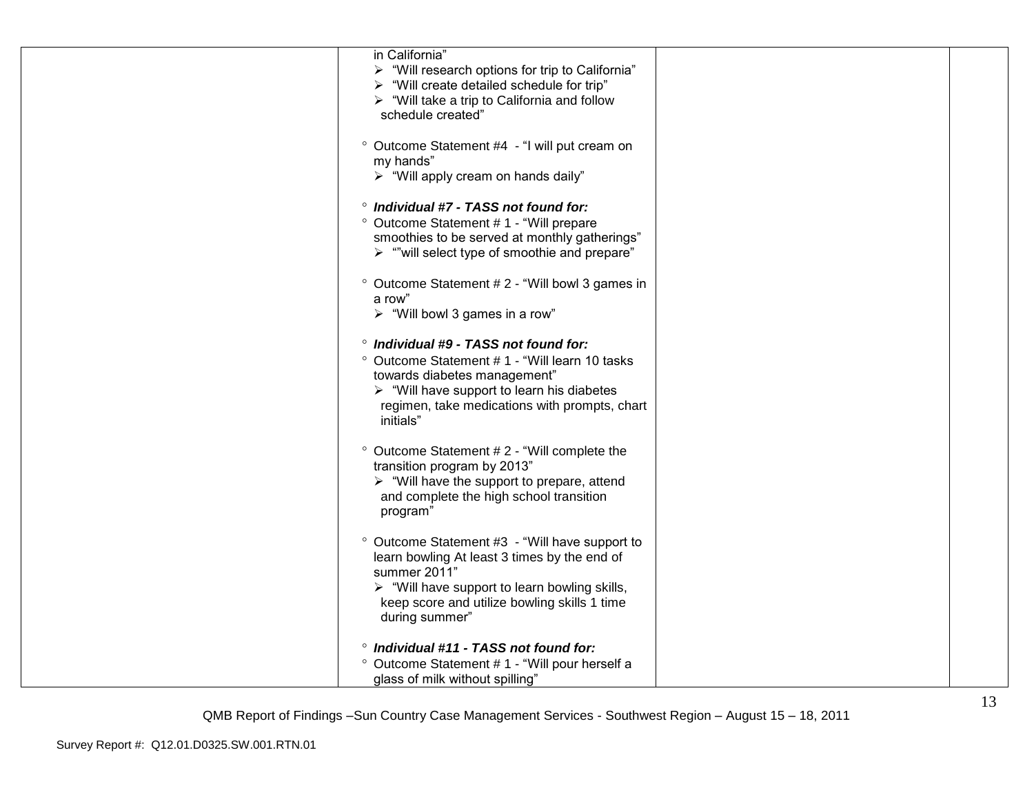| | | | |
|---|---|---|---|
| | in California"<br>➢ "Will research options for trip to California"<br>➢ "Will create detailed schedule for trip"<br>➢ "Will take a trip to California and follow schedule created"<br><br>° Outcome Statement #4 - "I will put cream on my hands"<br>➢ "Will apply cream on hands daily"<br><br>° ***Individual #7 - TASS not found for:***<br>° Outcome Statement # 1 - "Will prepare smoothies to be served at monthly gatherings"<br>➢ ""will select type of smoothie and prepare"<br><br>° Outcome Statement # 2 - "Will bowl 3 games in a row"<br>➢ "Will bowl 3 games in a row"<br><br>° ***Individual #9 - TASS not found for:***<br>° Outcome Statement # 1 - "Will learn 10 tasks towards diabetes management"<br>➢ "Will have support to learn his diabetes regimen, take medications with prompts, chart initials"<br><br>° Outcome Statement # 2 - "Will complete the transition program by 2013"<br>➢ "Will have the support to prepare, attend and complete the high school transition program"<br><br>° Outcome Statement #3 - "Will have support to learn bowling At least 3 times by the end of summer 2011"<br>➢ "Will have support to learn bowling skills, keep score and utilize bowling skills 1 time during summer"<br><br>° ***Individual #11 - TASS not found for:***<br>° Outcome Statement # 1 - "Will pour herself a glass of milk without spilling" | | |

QMB Report of Findings –Sun Country Case Management Services - Southwest Region – August 15 – 18, 2011

Survey Report #: Q12.01.D0325.SW.001.RTN.01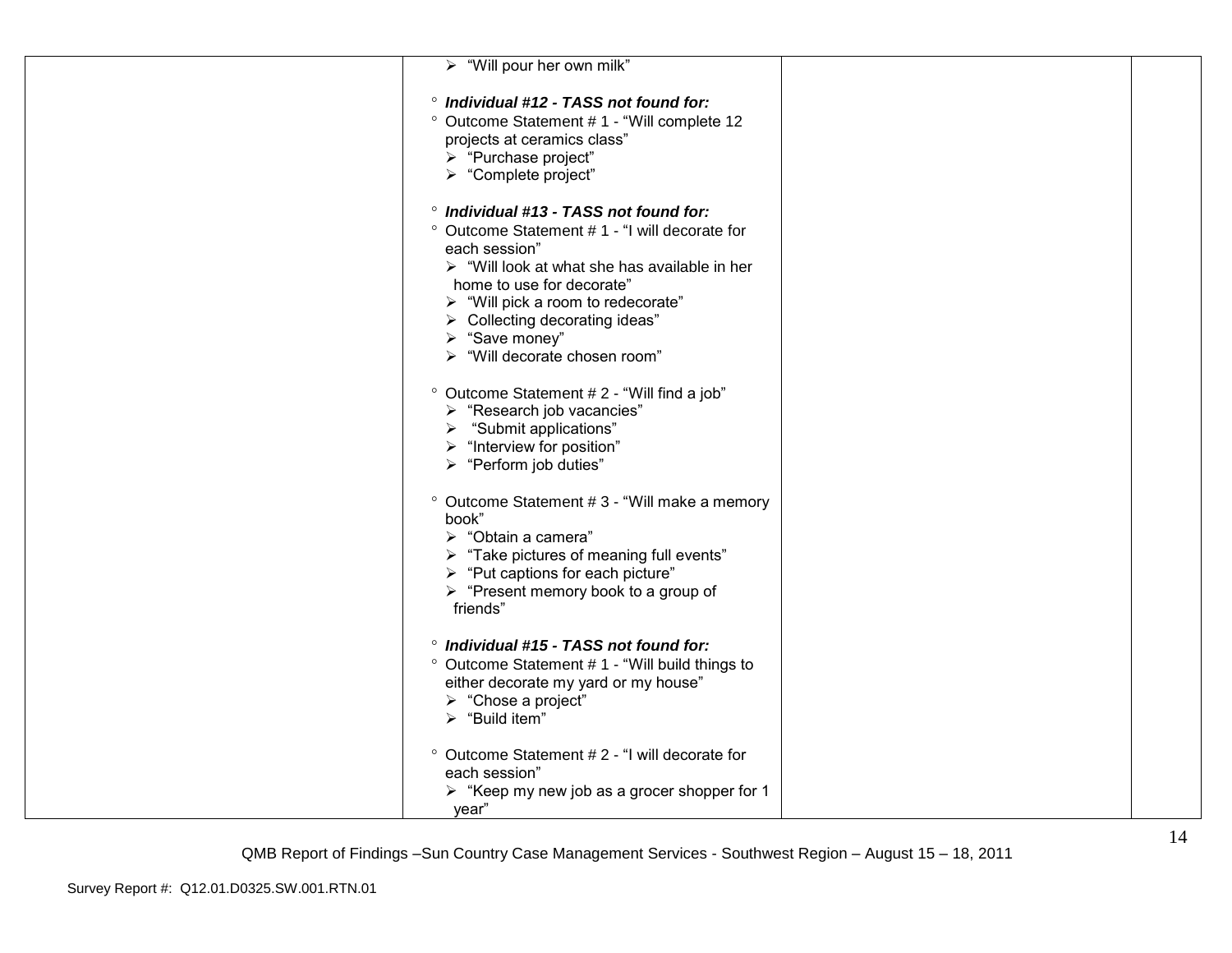| | | | |
|---|---|---|---|
| | ➢ "Will pour her own milk"<br><br>° ***Individual #12 - TASS not found for:***<br>° Outcome Statement # 1 - "Will complete 12 projects at ceramics class"<br>➢ "Purchase project"<br>➢ "Complete project"<br><br>° ***Individual #13 - TASS not found for:***<br>° Outcome Statement # 1 - "I will decorate for each session"<br>➢ "Will look at what she has available in her home to use for decorate"<br>➢ "Will pick a room to redecorate"<br>➢ Collecting decorating ideas"<br>➢ "Save money"<br>➢ "Will decorate chosen room"<br><br>° Outcome Statement # 2 - "Will find a job"<br>➢ "Research job vacancies"<br>➢ "Submit applications"<br>➢ "Interview for position"<br>➢ "Perform job duties"<br><br>° Outcome Statement # 3 - "Will make a memory book"<br>➢ "Obtain a camera"<br>➢ "Take pictures of meaning full events"<br>➢ "Put captions for each picture"<br>➢ "Present memory book to a group of friends"<br><br>° ***Individual #15 - TASS not found for:***<br>° Outcome Statement # 1 - "Will build things to either decorate my yard or my house"<br>➢ "Chose a project"<br>➢ "Build item"<br><br>° Outcome Statement # 2 - "I will decorate for each session"<br>➢ "Keep my new job as a grocer shopper for 1 year" | | |

QMB Report of Findings –Sun Country Case Management Services - Southwest Region – August 15 – 18, 2011

Survey Report #: Q12.01.D0325.SW.001.RTN.01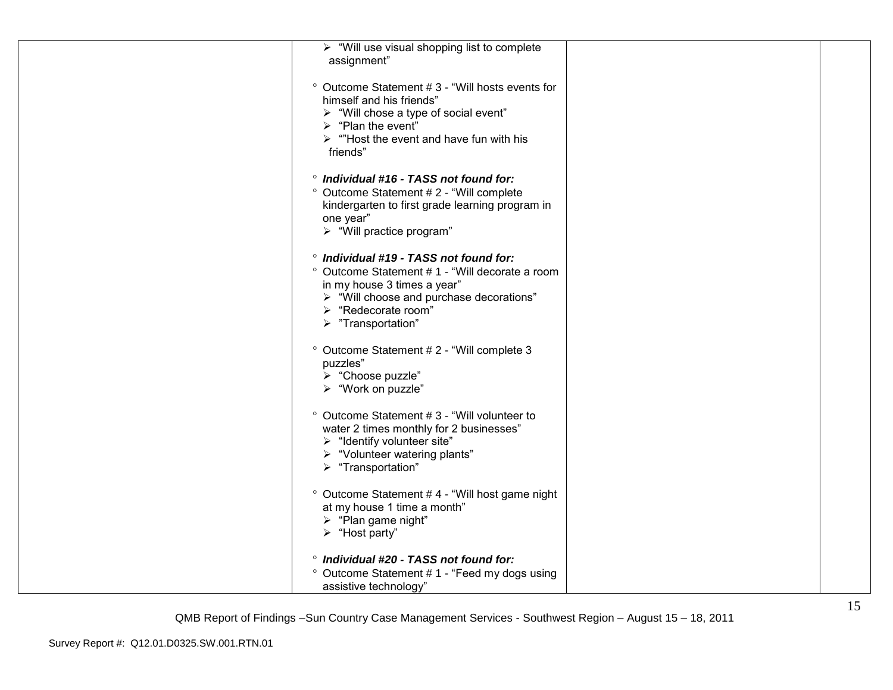| | | | |
|---|---|---|---|
| | ➢ "Will use visual shopping list to complete assignment"<br><br>° Outcome Statement # 3 - "Will hosts events for himself and his friends"<br>➢ "Will chose a type of social event"<br>➢ "Plan the event"<br>➢ ""Host the event and have fun with his friends"<br><br>° ***Individual #16 - TASS not found for:***<br>° Outcome Statement # 2 - "Will complete kindergarten to first grade learning program in one year"<br>➢ "Will practice program"<br><br>° ***Individual #19 - TASS not found for:***<br>° Outcome Statement # 1 - "Will decorate a room in my house 3 times a year"<br>➢ "Will choose and purchase decorations"<br>➢ "Redecorate room"<br>➢ "Transportation"<br><br>° Outcome Statement # 2 - "Will complete 3 puzzles"<br>➢ "Choose puzzle"<br>➢ "Work on puzzle"<br><br>° Outcome Statement # 3 - "Will volunteer to water 2 times monthly for 2 businesses"<br>➢ "Identify volunteer site"<br>➢ "Volunteer watering plants"<br>➢ "Transportation"<br><br>° Outcome Statement # 4 - "Will host game night at my house 1 time a month"<br>➢ "Plan game night"<br>➢ "Host party"<br><br>° ***Individual #20 - TASS not found for:***<br>° Outcome Statement # 1 - "Feed my dogs using assistive technology" | | |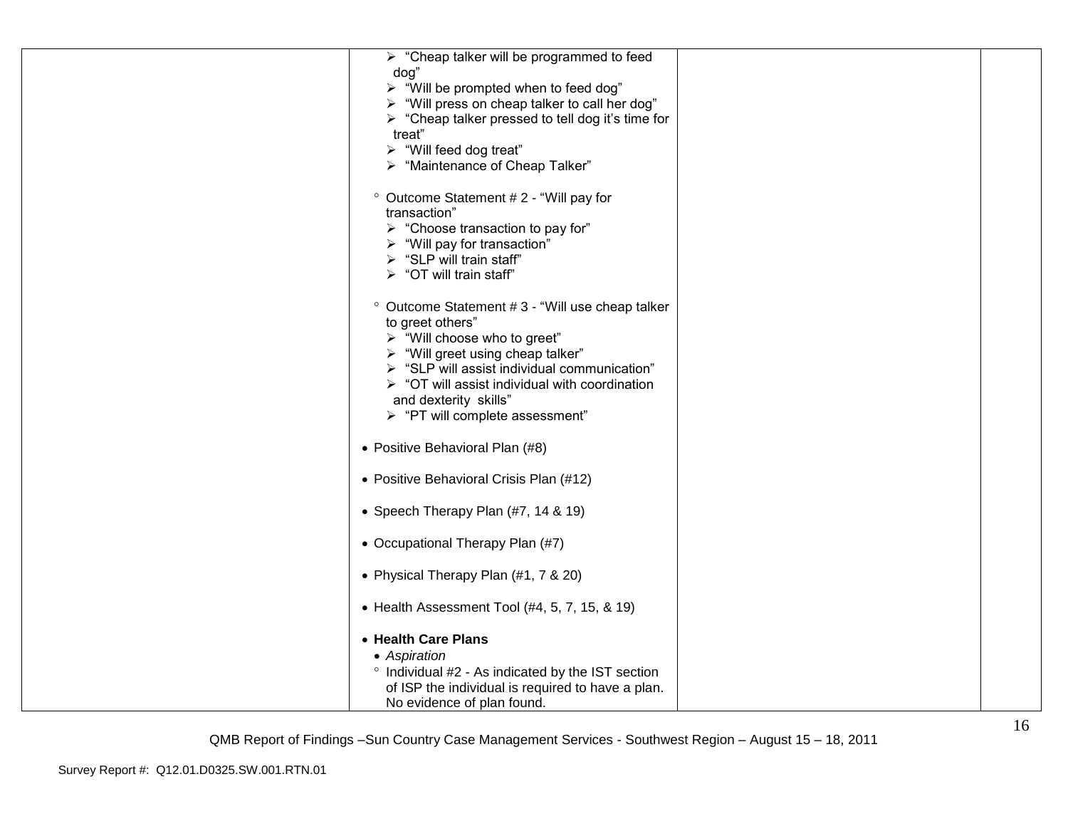| | | | |
|---|---|---|---|
| | ➢ "Cheap talker will be programmed to feed dog"<br>➢ "Will be prompted when to feed dog"<br>➢ "Will press on cheap talker to call her dog"<br>➢ "Cheap talker pressed to tell dog it's time for treat"<br>➢ "Will feed dog treat"<br>➢ "Maintenance of Cheap Talker"<br><br>° Outcome Statement # 2 - "Will pay for transaction"<br>➢ "Choose transaction to pay for"<br>➢ "Will pay for transaction"<br>➢ "SLP will train staff"<br>➢ "OT will train staff"<br><br>° Outcome Statement # 3 - "Will use cheap talker to greet others"<br>➢ "Will choose who to greet"<br>➢ "Will greet using cheap talker"<br>➢ "SLP will assist individual communication"<br>➢ "OT will assist individual with coordination and dexterity skills"<br>➢ "PT will complete assessment"<br><br>• Positive Behavioral Plan (#8)<br><br>• Positive Behavioral Crisis Plan (#12)<br><br>• Speech Therapy Plan (#7, 14 & 19)<br><br>• Occupational Therapy Plan (#7)<br><br>• Physical Therapy Plan (#1, 7 & 20)<br><br>• Health Assessment Tool (#4, 5, 7, 15, & 19)<br><br>• **Health Care Plans**<br>• *Aspiration*<br>° Individual #2 - As indicated by the IST section of ISP the individual is required to have a plan. No evidence of plan found. | | |

QMB Report of Findings –Sun Country Case Management Services - Southwest Region – August 15 – 18, 2011

Survey Report #: Q12.01.D0325.SW.001.RTN.01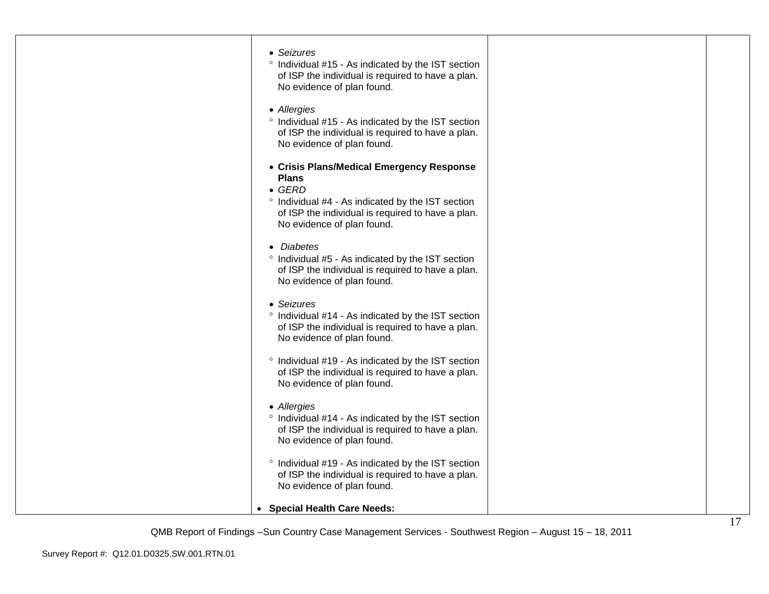| | | | |
|---|---|---|---|
| | • *Seizures*<br>° Individual #15 - As indicated by the IST section of ISP the individual is required to have a plan. No evidence of plan found.<br><br>• *Allergies*<br>° Individual #15 - As indicated by the IST section of ISP the individual is required to have a plan. No evidence of plan found.<br><br>• **Crisis Plans/Medical Emergency Response Plans**<br>• *GERD*<br>° Individual #4 - As indicated by the IST section of ISP the individual is required to have a plan. No evidence of plan found.<br><br>• *Diabetes*<br>° Individual #5 - As indicated by the IST section of ISP the individual is required to have a plan. No evidence of plan found.<br><br>• *Seizures*<br>° Individual #14 - As indicated by the IST section of ISP the individual is required to have a plan. No evidence of plan found.<br><br>° Individual #19 - As indicated by the IST section of ISP the individual is required to have a plan. No evidence of plan found.<br><br>• *Allergies*<br>° Individual #14 - As indicated by the IST section of ISP the individual is required to have a plan. No evidence of plan found.<br><br>° Individual #19 - As indicated by the IST section of ISP the individual is required to have a plan. No evidence of plan found.<br><br>• **Special Health Care Needs:** | | |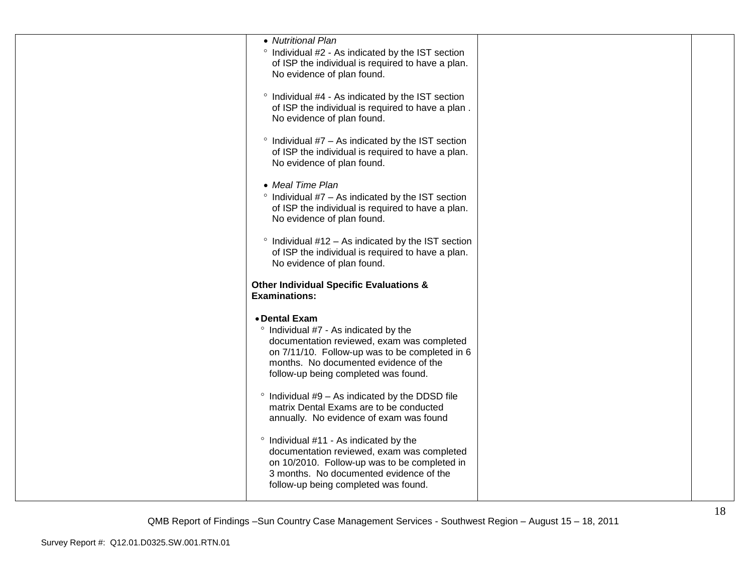| | | | |
|---|---|---|---|
| | • *Nutritional Plan*<br>° Individual #2 - As indicated by the IST section of ISP the individual is required to have a plan. No evidence of plan found.<br><br>° Individual #4 - As indicated by the IST section of ISP the individual is required to have a plan . No evidence of plan found.<br><br>° Individual #7 – As indicated by the IST section of ISP the individual is required to have a plan. No evidence of plan found.<br><br>• *Meal Time Plan*<br>° Individual #7 – As indicated by the IST section of ISP the individual is required to have a plan. No evidence of plan found.<br><br>° Individual #12 – As indicated by the IST section of ISP the individual is required to have a plan. No evidence of plan found.<br><br>**Other Individual Specific Evaluations & Examinations:**<br><br>• **Dental Exam**<br>° Individual #7 - As indicated by the documentation reviewed, exam was completed on 7/11/10. Follow-up was to be completed in 6 months. No documented evidence of the follow-up being completed was found.<br><br>° Individual #9 – As indicated by the DDSD file matrix Dental Exams are to be conducted annually. No evidence of exam was found<br><br>° Individual #11 - As indicated by the documentation reviewed, exam was completed on 10/2010. Follow-up was to be completed in 3 months. No documented evidence of the follow-up being completed was found. | | |

QMB Report of Findings –Sun Country Case Management Services - Southwest Region – August 15 – 18, 2011

Survey Report #: Q12.01.D0325.SW.001.RTN.01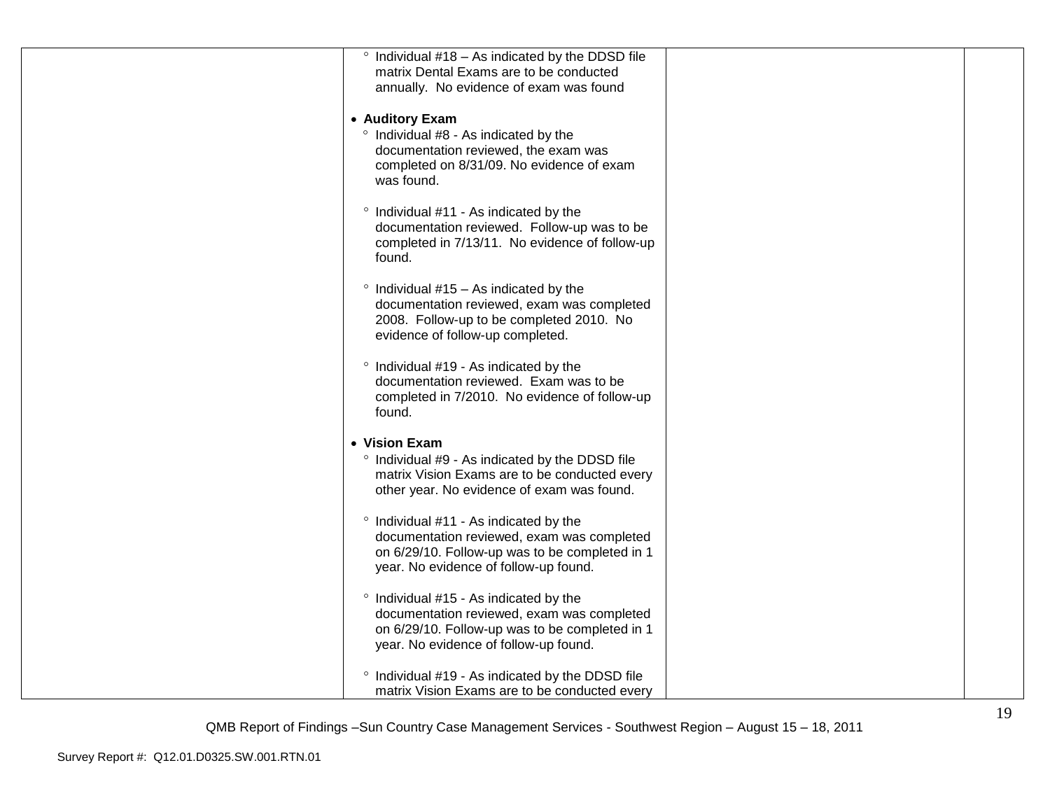| | ° Individual #18 – As indicated by the DDSD file matrix Dental Exams are to be conducted annually. No evidence of exam was found<br><br>• **Auditory Exam**<br>° Individual #8 - As indicated by the documentation reviewed, the exam was completed on 8/31/09. No evidence of exam was found.<br><br>° Individual #11 - As indicated by the documentation reviewed. Follow-up was to be completed in 7/13/11. No evidence of follow-up found.<br><br>° Individual #15 – As indicated by the documentation reviewed, exam was completed 2008. Follow-up to be completed 2010. No evidence of follow-up completed.<br><br>° Individual #19 - As indicated by the documentation reviewed. Exam was to be completed in 7/2010. No evidence of follow-up found.<br><br>• **Vision Exam**<br>° Individual #9 - As indicated by the DDSD file matrix Vision Exams are to be conducted every other year. No evidence of exam was found.<br><br>° Individual #11 - As indicated by the documentation reviewed, exam was completed on 6/29/10. Follow-up was to be completed in 1 year. No evidence of follow-up found.<br><br>° Individual #15 - As indicated by the documentation reviewed, exam was completed on 6/29/10. Follow-up was to be completed in 1 year. No evidence of follow-up found.<br><br>° Individual #19 - As indicated by the DDSD file matrix Vision Exams are to be conducted every | | |
|---|---|---|---|

QMB Report of Findings –Sun Country Case Management Services - Southwest Region – August 15 – 18, 2011

Survey Report #: Q12.01.D0325.SW.001.RTN.01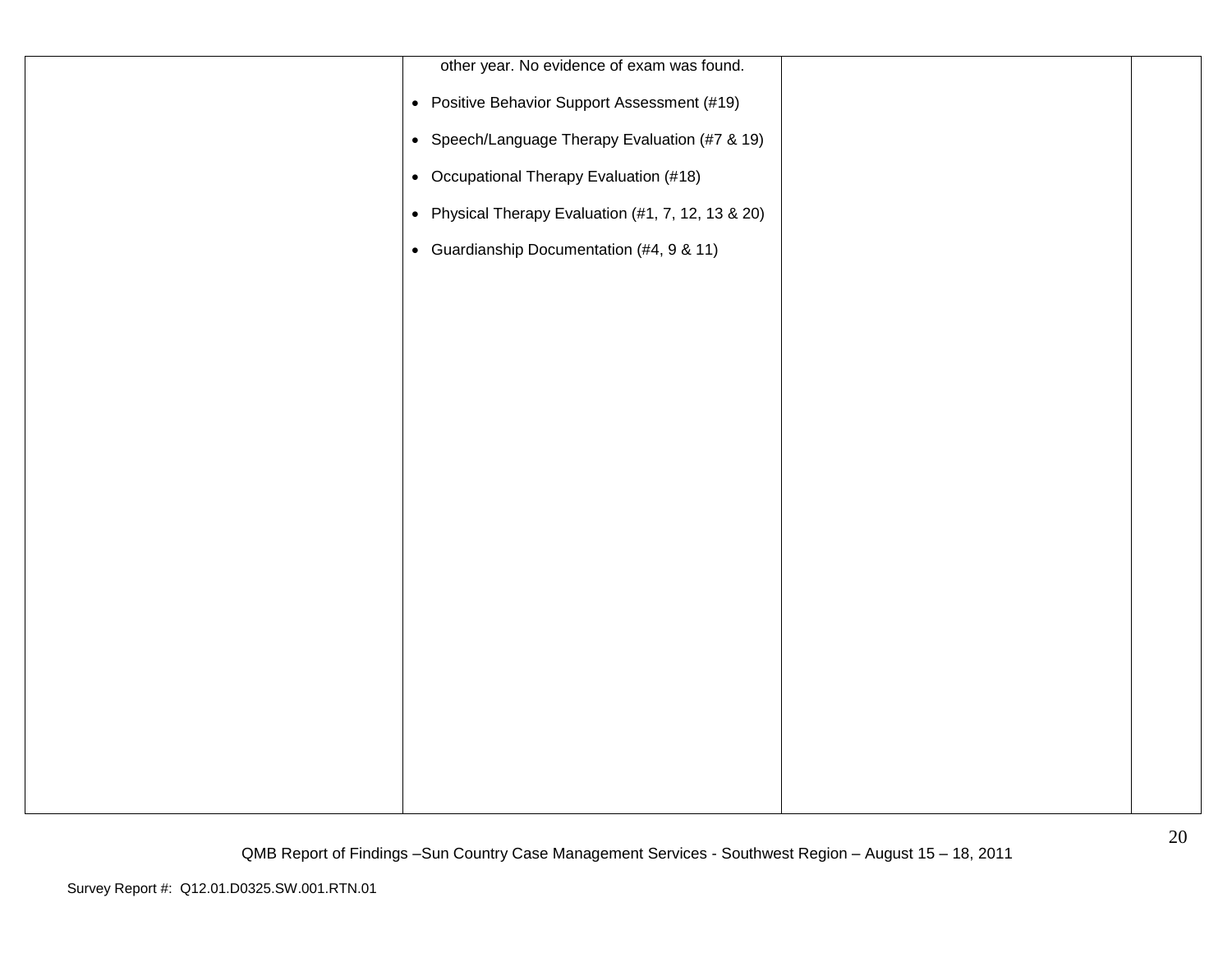| | | | |
|---|---|---|---|
| | other year. No evidence of exam was found.<br><br>• Positive Behavior Support Assessment (#19)<br><br>• Speech/Language Therapy Evaluation (#7 & 19)<br><br>• Occupational Therapy Evaluation (#18)<br><br>• Physical Therapy Evaluation (#1, 7, 12, 13 & 20)<br><br>• Guardianship Documentation (#4, 9 & 11) | | |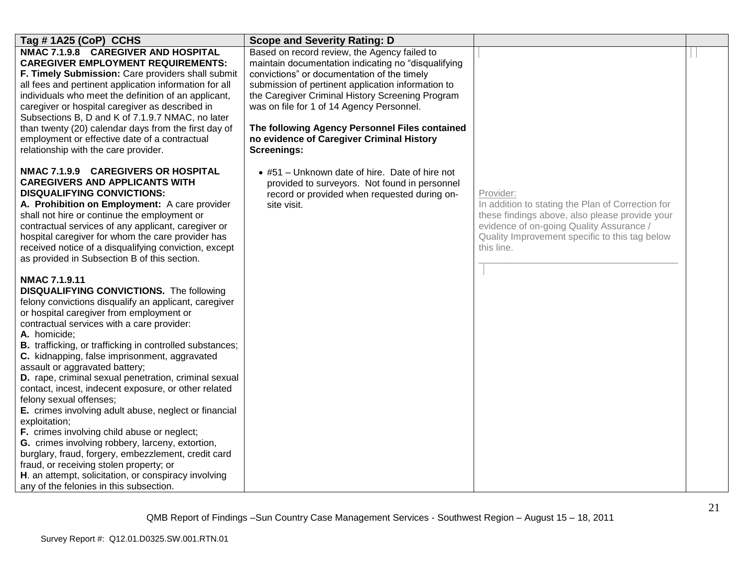| Tag # 1A25 (CoP) CCHS | Scope and Severity Rating: D | | |
|---|---|---|---|
| **NMAC 7.1.9.8 CAREGIVER AND HOSPITAL CAREGIVER EMPLOYMENT REQUIREMENTS:**<br>**F. Timely Submission:** Care providers shall submit all fees and pertinent application information for all individuals who meet the definition of an applicant, caregiver or hospital caregiver as described in Subsections B, D and K of 7.1.9.7 NMAC, no later than twenty (20) calendar days from the first day of employment or effective date of a contractual relationship with the care provider.<br><br>**NMAC 7.1.9.9 CAREGIVERS OR HOSPITAL CAREGIVERS AND APPLICANTS WITH DISQUALIFYING CONVICTIONS:**<br>**A. Prohibition on Employment:** A care provider shall not hire or continue the employment or contractual services of any applicant, caregiver or hospital caregiver for whom the care provider has received notice of a disqualifying conviction, except as provided in Subsection B of this section.<br><br>**NMAC 7.1.9.11**<br>**DISQUALIFYING CONVICTIONS.** The following felony convictions disqualify an applicant, caregiver or hospital caregiver from employment or contractual services with a care provider:<br>**A.** homicide;<br>**B.** trafficking, or trafficking in controlled substances;<br>**C.** kidnapping, false imprisonment, aggravated assault or aggravated battery;<br>**D.** rape, criminal sexual penetration, criminal sexual contact, incest, indecent exposure, or other related felony sexual offenses;<br>**E.** crimes involving adult abuse, neglect or financial exploitation;<br>**F.** crimes involving child abuse or neglect;<br>**G.** crimes involving robbery, larceny, extortion, burglary, fraud, forgery, embezzlement, credit card fraud, or receiving stolen property; or<br>**H**. an attempt, solicitation, or conspiracy involving any of the felonies in this subsection. | Based on record review, the Agency failed to maintain documentation indicating no "disqualifying convictions" or documentation of the timely submission of pertinent application information to the Caregiver Criminal History Screening Program was on file for 1 of 14 Agency Personnel.<br><br>**The following Agency Personnel Files contained no evidence of Caregiver Criminal History Screenings:**<br><br>• #51 – Unknown date of hire. Date of hire not provided to surveyors. Not found in personnel record or provided when requested during on-site visit. | Provider:<br>In addition to stating the Plan of Correction for these findings above, also please provide your evidence of on-going Quality Assurance / Quality Improvement specific to this tag below this line.<br>\_\_\_\_\_\_\_\_\_\_\_\_\_\_\_\_\_\_\_\_\_\_\_\_\_\_\_\_\_\_\_\_\_\_\_\_\_\_ | |

QMB Report of Findings –Sun Country Case Management Services - Southwest Region – August 15 – 18, 2011

Survey Report #: Q12.01.D0325.SW.001.RTN.01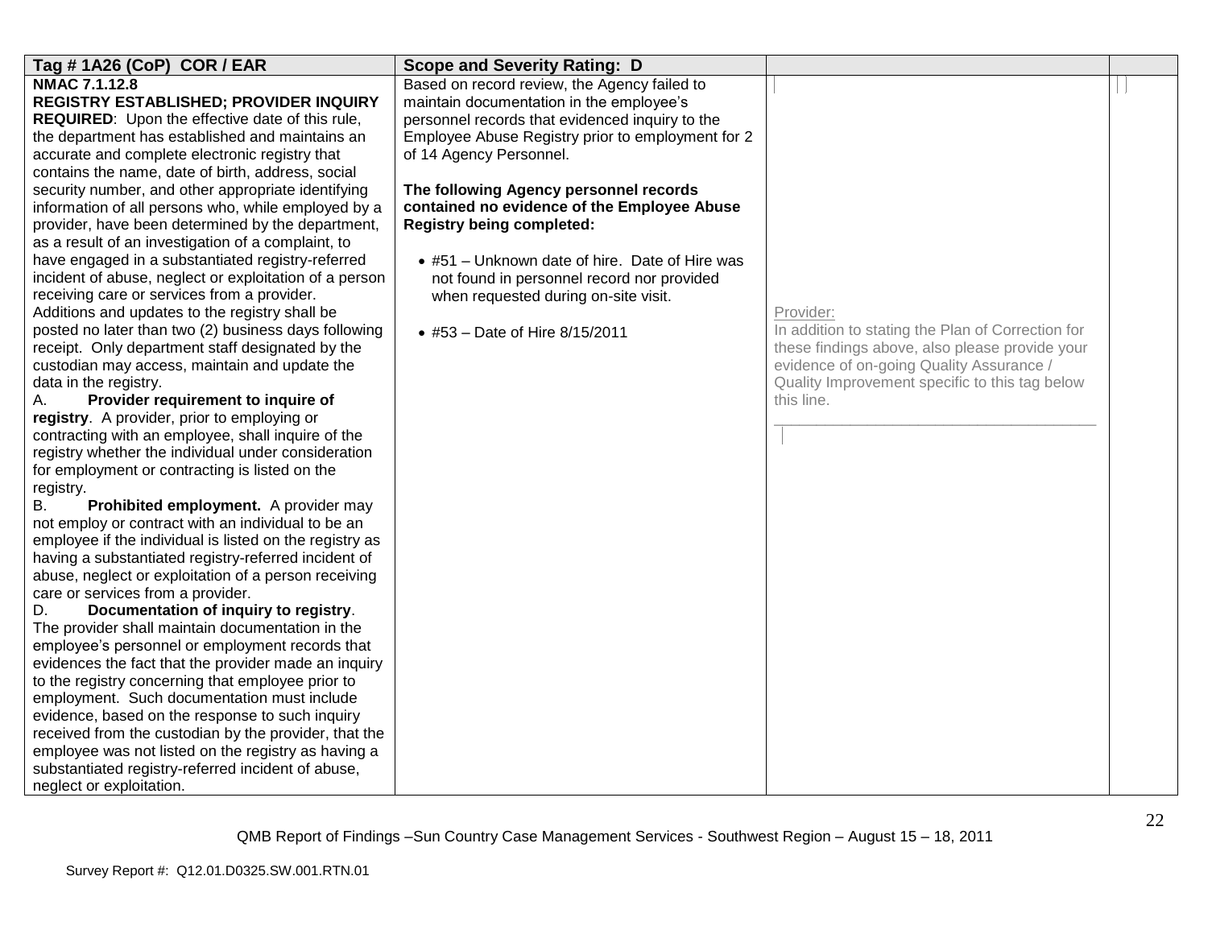| Tag # 1A26 (CoP) COR / EAR | Scope and Severity Rating: D | | |
|---|---|---|---|
| **NMAC 7.1.12.8**<br>**REGISTRY ESTABLISHED; PROVIDER INQUIRY REQUIRED**: Upon the effective date of this rule, the department has established and maintains an accurate and complete electronic registry that contains the name, date of birth, address, social security number, and other appropriate identifying information of all persons who, while employed by a provider, have been determined by the department, as a result of an investigation of a complaint, to have engaged in a substantiated registry-referred incident of abuse, neglect or exploitation of a person receiving care or services from a provider. Additions and updates to the registry shall be posted no later than two (2) business days following receipt. Only department staff designated by the custodian may access, maintain and update the data in the registry.<br>A. **Provider requirement to inquire of registry**. A provider, prior to employing or contracting with an employee, shall inquire of the registry whether the individual under consideration for employment or contracting is listed on the registry.<br>B. **Prohibited employment.** A provider may not employ or contract with an individual to be an employee if the individual is listed on the registry as having a substantiated registry-referred incident of abuse, neglect or exploitation of a person receiving care or services from a provider.<br>D. **Documentation of inquiry to registry**. The provider shall maintain documentation in the employee's personnel or employment records that evidences the fact that the provider made an inquiry to the registry concerning that employee prior to employment. Such documentation must include evidence, based on the response to such inquiry received from the custodian by the provider, that the employee was not listed on the registry as having a substantiated registry-referred incident of abuse, neglect or exploitation. | Based on record review, the Agency failed to maintain documentation in the employee's personnel records that evidenced inquiry to the Employee Abuse Registry prior to employment for 2 of 14 Agency Personnel.<br><br>**The following Agency personnel records contained no evidence of the Employee Abuse Registry being completed:**<br><br>• #51 – Unknown date of hire. Date of Hire was not found in personnel record nor provided when requested during on-site visit.<br><br>• #53 – Date of Hire 8/15/2011 | Provider:<br>In addition to stating the Plan of Correction for these findings above, also please provide your evidence of on-going Quality Assurance / Quality Improvement specific to this tag below this line.<br>_____________________________________ | |

QMB Report of Findings –Sun Country Case Management Services - Southwest Region – August 15 – 18, 2011

Survey Report #: Q12.01.D0325.SW.001.RTN.01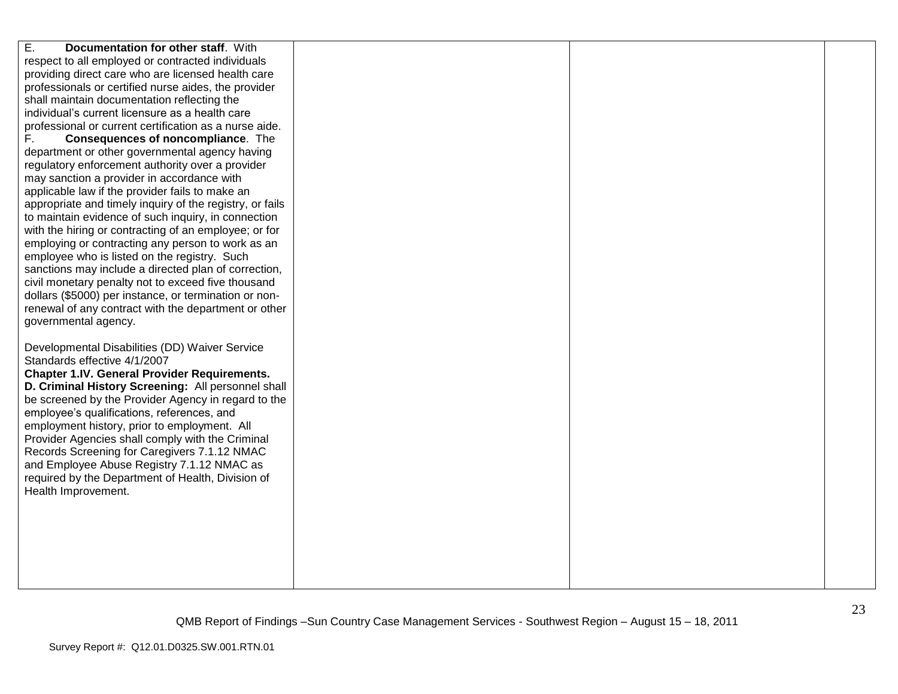| | | | |
|---|---|---|---|
| E. **Documentation for other staff**. With respect to all employed or contracted individuals providing direct care who are licensed health care professionals or certified nurse aides, the provider shall maintain documentation reflecting the individual's current licensure as a health care professional or current certification as a nurse aide.<br>F. **Consequences of noncompliance**. The department or other governmental agency having regulatory enforcement authority over a provider may sanction a provider in accordance with applicable law if the provider fails to make an appropriate and timely inquiry of the registry, or fails to maintain evidence of such inquiry, in connection with the hiring or contracting of an employee; or for employing or contracting any person to work as an employee who is listed on the registry. Such sanctions may include a directed plan of correction, civil monetary penalty not to exceed five thousand dollars ($5000) per instance, or termination or non-renewal of any contract with the department or other governmental agency.<br><br>Developmental Disabilities (DD) Waiver Service Standards effective 4/1/2007<br>**Chapter 1.IV. General Provider Requirements.**<br>**D. Criminal History Screening:** All personnel shall be screened by the Provider Agency in regard to the employee's qualifications, references, and employment history, prior to employment. All Provider Agencies shall comply with the Criminal Records Screening for Caregivers 7.1.12 NMAC and Employee Abuse Registry 7.1.12 NMAC as required by the Department of Health, Division of Health Improvement. | | | |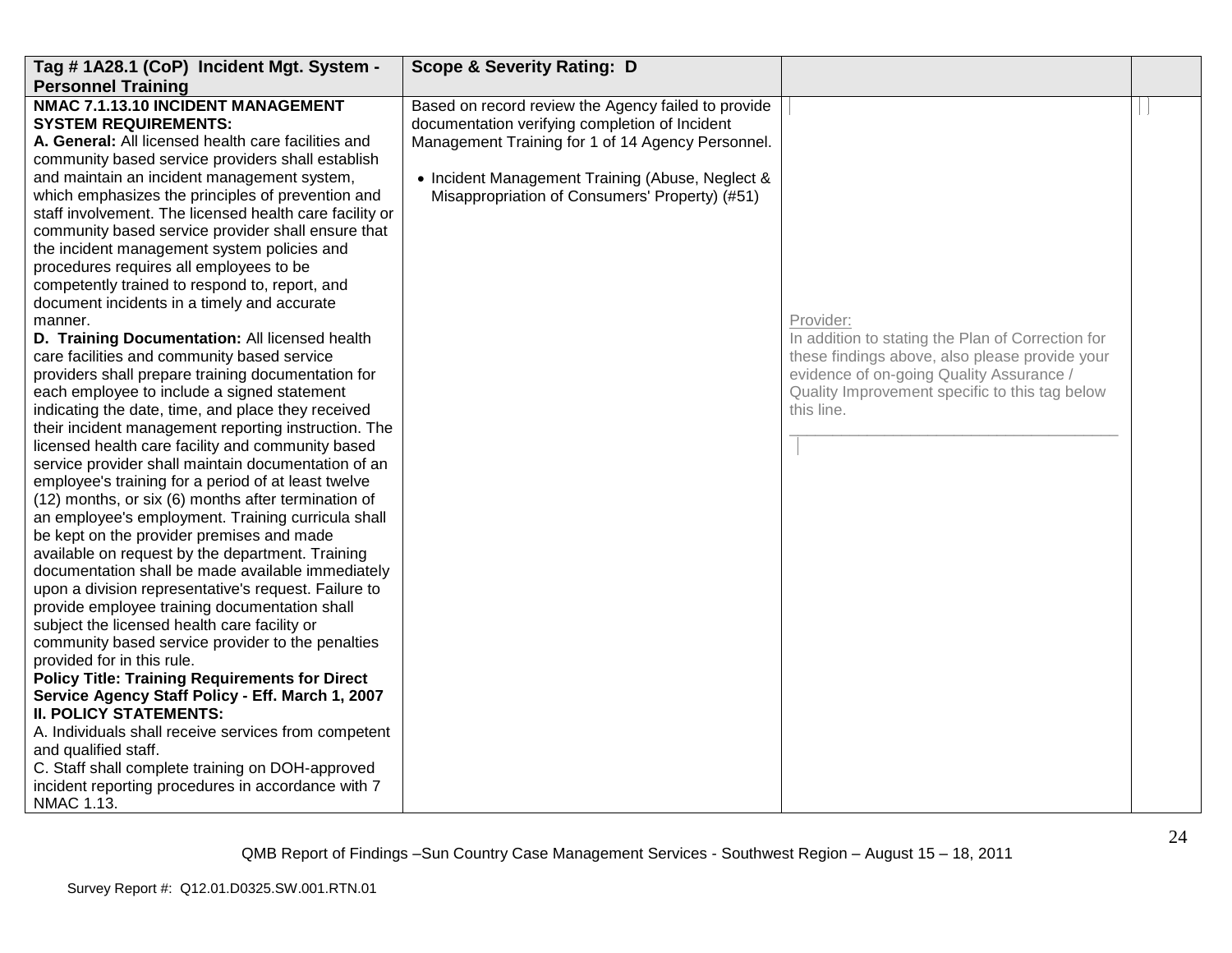| Tag # 1A28.1 (CoP) Incident Mgt. System - Personnel Training | Scope & Severity Rating: D | | |
|---|---|---|---|
| **NMAC 7.1.13.10 INCIDENT MANAGEMENT SYSTEM REQUIREMENTS:**<br>**A. General:** All licensed health care facilities and community based service providers shall establish and maintain an incident management system, which emphasizes the principles of prevention and staff involvement. The licensed health care facility or community based service provider shall ensure that the incident management system policies and procedures requires all employees to be competently trained to respond to, report, and document incidents in a timely and accurate manner.<br>**D. Training Documentation:** All licensed health care facilities and community based service providers shall prepare training documentation for each employee to include a signed statement indicating the date, time, and place they received their incident management reporting instruction. The licensed health care facility and community based service provider shall maintain documentation of an employee's training for a period of at least twelve (12) months, or six (6) months after termination of an employee's employment. Training curricula shall be kept on the provider premises and made available on request by the department. Training documentation shall be made available immediately upon a division representative's request. Failure to provide employee training documentation shall subject the licensed health care facility or community based service provider to the penalties provided for in this rule.<br>**Policy Title: Training Requirements for Direct Service Agency Staff Policy - Eff. March 1, 2007**<br>**II. POLICY STATEMENTS:**<br>A. Individuals shall receive services from competent and qualified staff.<br>C. Staff shall complete training on DOH-approved incident reporting procedures in accordance with 7 NMAC 1.13. | Based on record review the Agency failed to provide documentation verifying completion of Incident Management Training for 1 of 14 Agency Personnel.<br><br>• Incident Management Training (Abuse, Neglect & Misappropriation of Consumers' Property) (#51) | Provider:<br>In addition to stating the Plan of Correction for these findings above, also please provide your evidence of on-going Quality Assurance / Quality Improvement specific to this tag below this line.<br>\_\_\_\_\_\_\_\_\_\_\_\_\_\_\_\_\_\_\_\_\_\_\_\_\_\_\_\_\_\_\_\_\_\_\_\_\_\_ | |

QMB Report of Findings –Sun Country Case Management Services - Southwest Region – August 15 – 18, 2011

Survey Report #: Q12.01.D0325.SW.001.RTN.01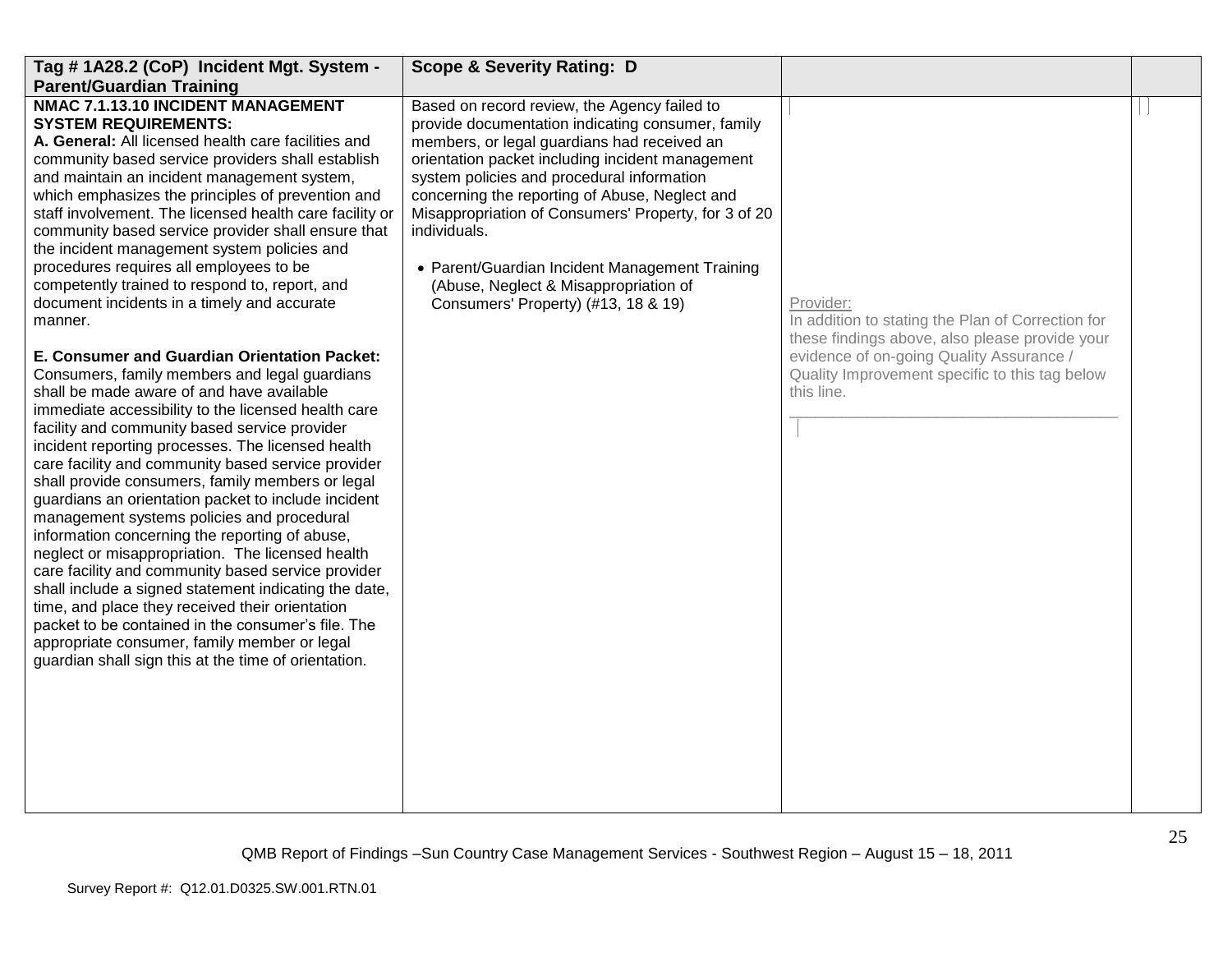| Tag # 1A28.2 (CoP) Incident Mgt. System - Parent/Guardian Training | Scope & Severity Rating: D | | |
|---|---|---|---|
| **NMAC 7.1.13.10 INCIDENT MANAGEMENT SYSTEM REQUIREMENTS:**<br>**A. General:** All licensed health care facilities and community based service providers shall establish and maintain an incident management system, which emphasizes the principles of prevention and staff involvement. The licensed health care facility or community based service provider shall ensure that the incident management system policies and procedures requires all employees to be competently trained to respond to, report, and document incidents in a timely and accurate manner.<br><br>**E. Consumer and Guardian Orientation Packet:** Consumers, family members and legal guardians shall be made aware of and have available immediate accessibility to the licensed health care facility and community based service provider incident reporting processes. The licensed health care facility and community based service provider shall provide consumers, family members or legal guardians an orientation packet to include incident management systems policies and procedural information concerning the reporting of abuse, neglect or misappropriation. The licensed health care facility and community based service provider shall include a signed statement indicating the date, time, and place they received their orientation packet to be contained in the consumer's file. The appropriate consumer, family member or legal guardian shall sign this at the time of orientation. | Based on record review, the Agency failed to provide documentation indicating consumer, family members, or legal guardians had received an orientation packet including incident management system policies and procedural information concerning the reporting of Abuse, Neglect and Misappropriation of Consumers' Property, for 3 of 20 individuals.<br><br>• Parent/Guardian Incident Management Training (Abuse, Neglect & Misappropriation of Consumers' Property) (#13, 18 & 19) | Provider:<br>In addition to stating the Plan of Correction for these findings above, also please provide your evidence of on-going Quality Assurance / Quality Improvement specific to this tag below this line.<br>\_\_\_\_\_\_\_\_\_\_\_\_\_\_\_\_\_\_\_\_\_\_\_\_\_\_\_\_\_\_\_\_\_\_\_\_\_\_ | |

QMB Report of Findings –Sun Country Case Management Services - Southwest Region – August 15 – 18, 2011

Survey Report #: Q12.01.D0325.SW.001.RTN.01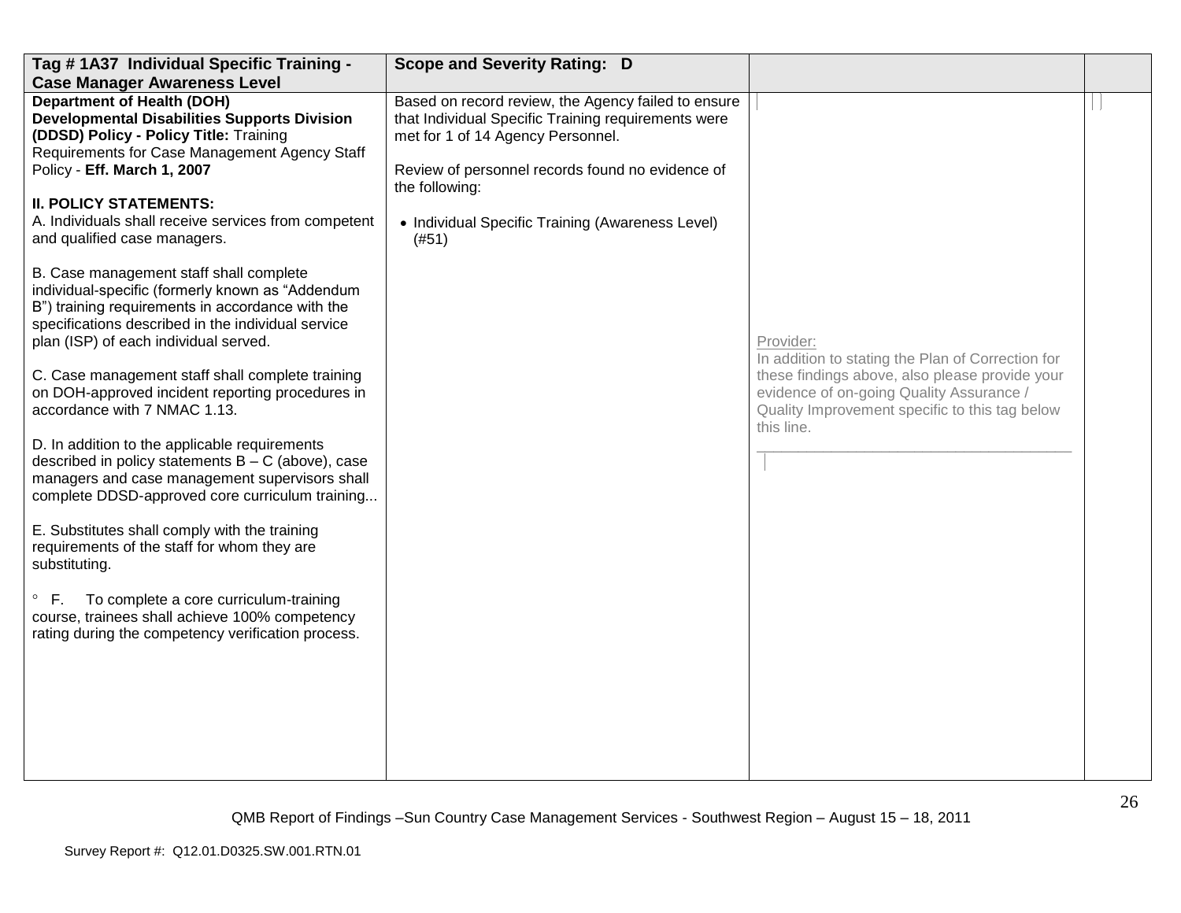| Tag # 1A37 Individual Specific Training - Case Manager Awareness Level | Scope and Severity Rating: D | | |
|---|---|---|---|
| **Department of Health (DOH) Developmental Disabilities Supports Division (DDSD) Policy - Policy Title:** Training Requirements for Case Management Agency Staff Policy - **Eff. March 1, 2007**<br><br>**II. POLICY STATEMENTS:**<br>A. Individuals shall receive services from competent and qualified case managers.<br><br>B. Case management staff shall complete individual-specific (formerly known as "Addendum B") training requirements in accordance with the specifications described in the individual service plan (ISP) of each individual served.<br><br>C. Case management staff shall complete training on DOH-approved incident reporting procedures in accordance with 7 NMAC 1.13.<br><br>D. In addition to the applicable requirements described in policy statements B – C (above), case managers and case management supervisors shall complete DDSD-approved core curriculum training...<br><br>E. Substitutes shall comply with the training requirements of the staff for whom they are substituting.<br><br>° F. To complete a core curriculum-training course, trainees shall achieve 100% competency rating during the competency verification process. | Based on record review, the Agency failed to ensure that Individual Specific Training requirements were met for 1 of 14 Agency Personnel.<br><br>Review of personnel records found no evidence of the following:<br><br>• Individual Specific Training (Awareness Level) (#51) | Provider:<br>In addition to stating the Plan of Correction for these findings above, also please provide your evidence of on-going Quality Assurance / Quality Improvement specific to this tag below this line.<br>\_\_\_\_\_\_\_\_\_\_\_\_\_\_\_\_\_\_\_\_\_\_\_\_\_\_\_\_\_\_\_\_\_\_\_\_ | |

QMB Report of Findings –Sun Country Case Management Services - Southwest Region – August 15 – 18, 2011

Survey Report #: Q12.01.D0325.SW.001.RTN.01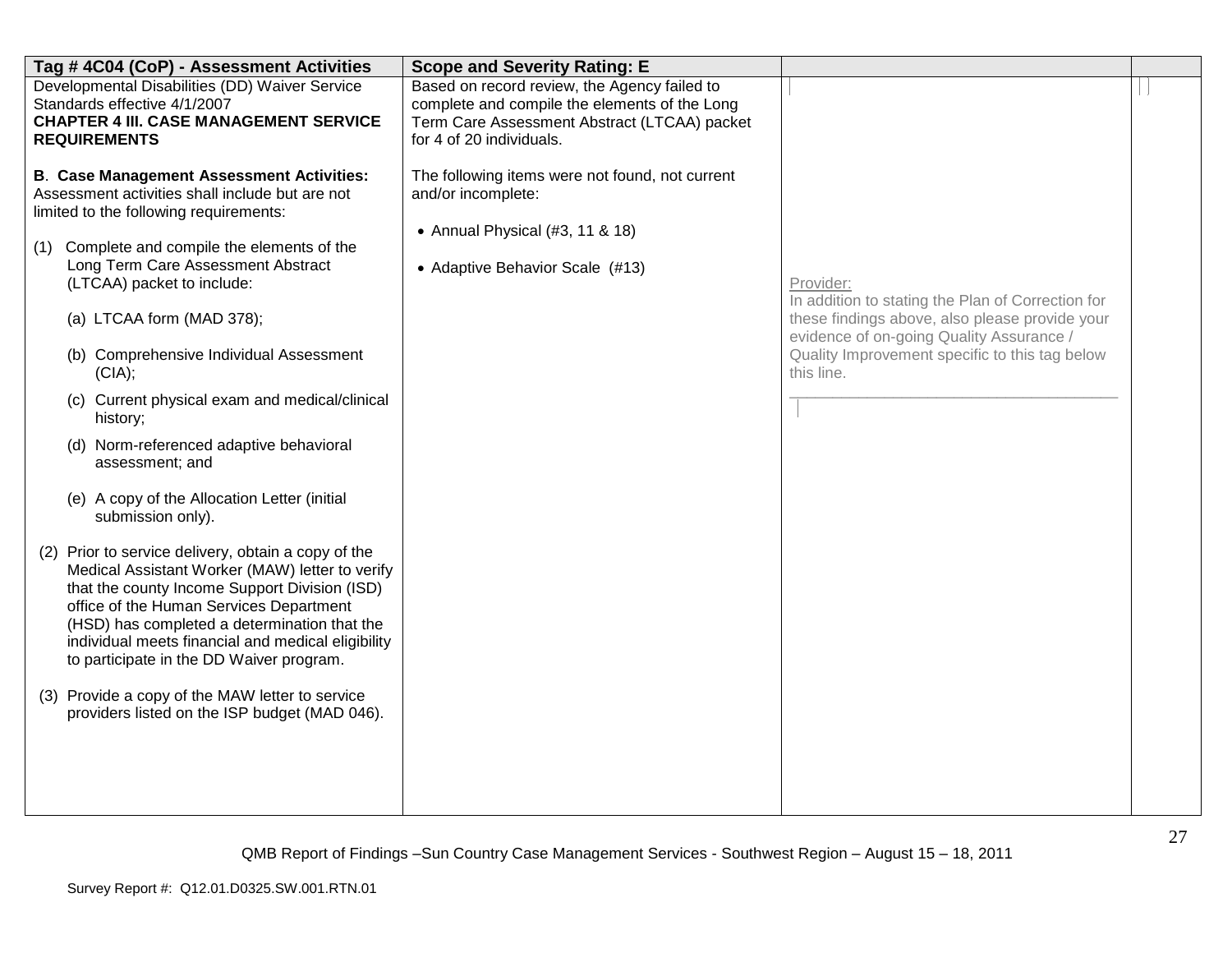| Tag # 4C04 (CoP) - Assessment Activities | Scope and Severity Rating: E | | |
|---|---|---|---|
| Developmental Disabilities (DD) Waiver Service Standards effective 4/1/2007<br>**CHAPTER 4 III. CASE MANAGEMENT SERVICE REQUIREMENTS**<br><br>**B**. **Case Management Assessment Activities:** Assessment activities shall include but are not limited to the following requirements:<br><br>(1) Complete and compile the elements of the Long Term Care Assessment Abstract (LTCAA) packet to include:<br><br>(a) LTCAA form (MAD 378);<br><br>(b) Comprehensive Individual Assessment (CIA);<br><br>(c) Current physical exam and medical/clinical history;<br><br>(d) Norm-referenced adaptive behavioral assessment; and<br><br>(e) A copy of the Allocation Letter (initial submission only).<br><br>(2) Prior to service delivery, obtain a copy of the Medical Assistant Worker (MAW) letter to verify that the county Income Support Division (ISD) office of the Human Services Department (HSD) has completed a determination that the individual meets financial and medical eligibility to participate in the DD Waiver program.<br><br>(3) Provide a copy of the MAW letter to service providers listed on the ISP budget (MAD 046). | Based on record review, the Agency failed to complete and compile the elements of the Long Term Care Assessment Abstract (LTCAA) packet for 4 of 20 individuals.<br><br>The following items were not found, not current and/or incomplete:<br><br>• Annual Physical (#3, 11 & 18)<br><br>• Adaptive Behavior Scale (#13) | Provider:<br>In addition to stating the Plan of Correction for these findings above, also please provide your evidence of on-going Quality Assurance / Quality Improvement specific to this tag below this line.<br>______________________________________ | |

QMB Report of Findings –Sun Country Case Management Services - Southwest Region – August 15 – 18, 2011

Survey Report #: Q12.01.D0325.SW.001.RTN.01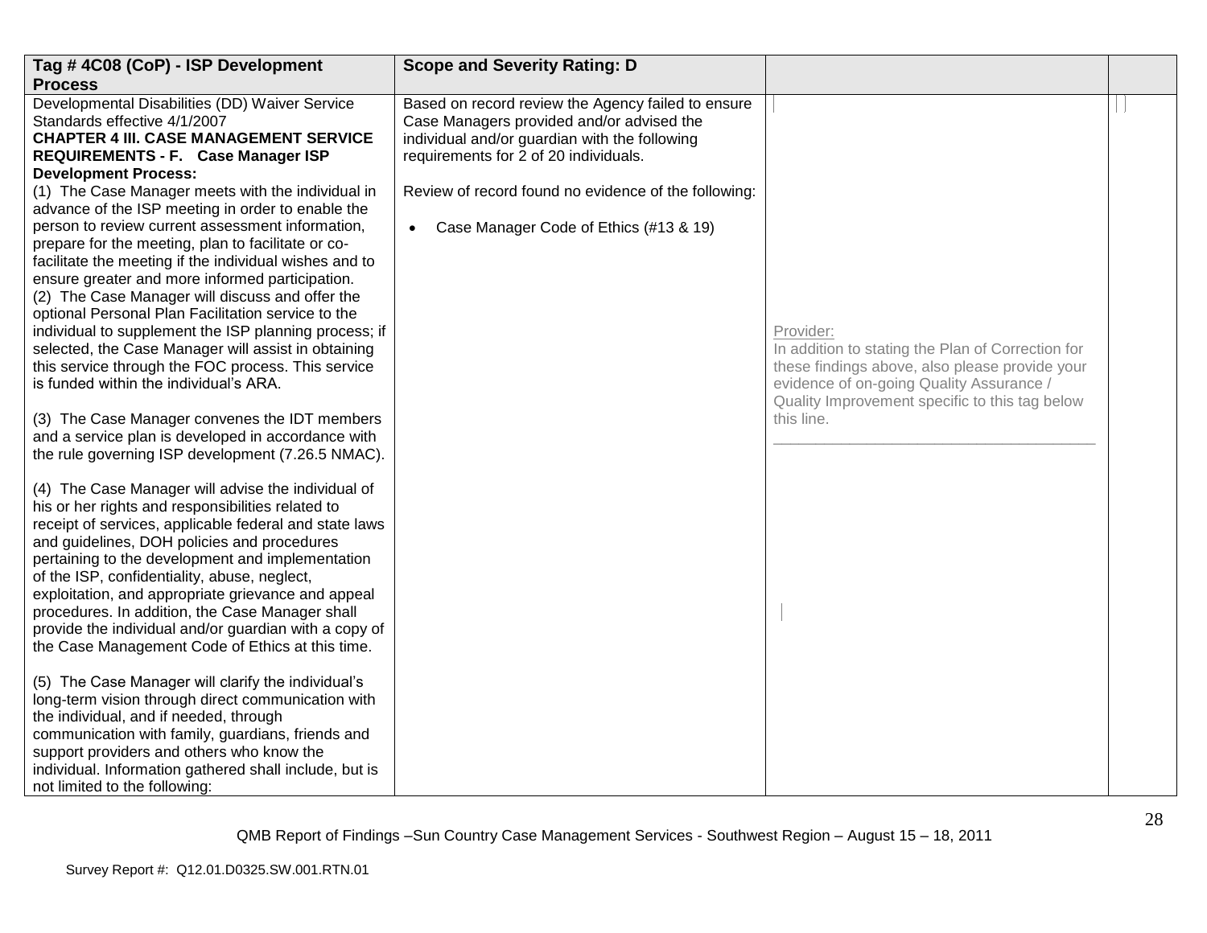| Tag # 4C08 (CoP) - ISP Development Process | Scope and Severity Rating: D | | |
|---|---|---|---|
| Developmental Disabilities (DD) Waiver Service Standards effective 4/1/2007<br>**CHAPTER 4 III. CASE MANAGEMENT SERVICE REQUIREMENTS - F. Case Manager ISP Development Process:**<br>(1) The Case Manager meets with the individual in advance of the ISP meeting in order to enable the person to review current assessment information, prepare for the meeting, plan to facilitate or co-facilitate the meeting if the individual wishes and to ensure greater and more informed participation.<br>(2) The Case Manager will discuss and offer the optional Personal Plan Facilitation service to the individual to supplement the ISP planning process; if selected, the Case Manager will assist in obtaining this service through the FOC process. This service is funded within the individual's ARA.<br><br>(3) The Case Manager convenes the IDT members and a service plan is developed in accordance with the rule governing ISP development (7.26.5 NMAC).<br><br>(4) The Case Manager will advise the individual of his or her rights and responsibilities related to receipt of services, applicable federal and state laws and guidelines, DOH policies and procedures pertaining to the development and implementation of the ISP, confidentiality, abuse, neglect, exploitation, and appropriate grievance and appeal procedures. In addition, the Case Manager shall provide the individual and/or guardian with a copy of the Case Management Code of Ethics at this time.<br><br>(5) The Case Manager will clarify the individual's long-term vision through direct communication with the individual, and if needed, through communication with family, guardians, friends and support providers and others who know the individual. Information gathered shall include, but is not limited to the following: | Based on record review the Agency failed to ensure Case Managers provided and/or advised the individual and/or guardian with the following requirements for 2 of 20 individuals.<br><br>Review of record found no evidence of the following:<br><br>• Case Manager Code of Ethics (#13 & 19) | Provider:<br>In addition to stating the Plan of Correction for these findings above, also please provide your evidence of on-going Quality Assurance / Quality Improvement specific to this tag below this line.<br>\_\_\_\_\_\_\_\_\_\_\_\_\_\_\_\_\_\_\_\_\_\_\_\_\_\_\_\_\_\_\_\_\_\_\_\_ | |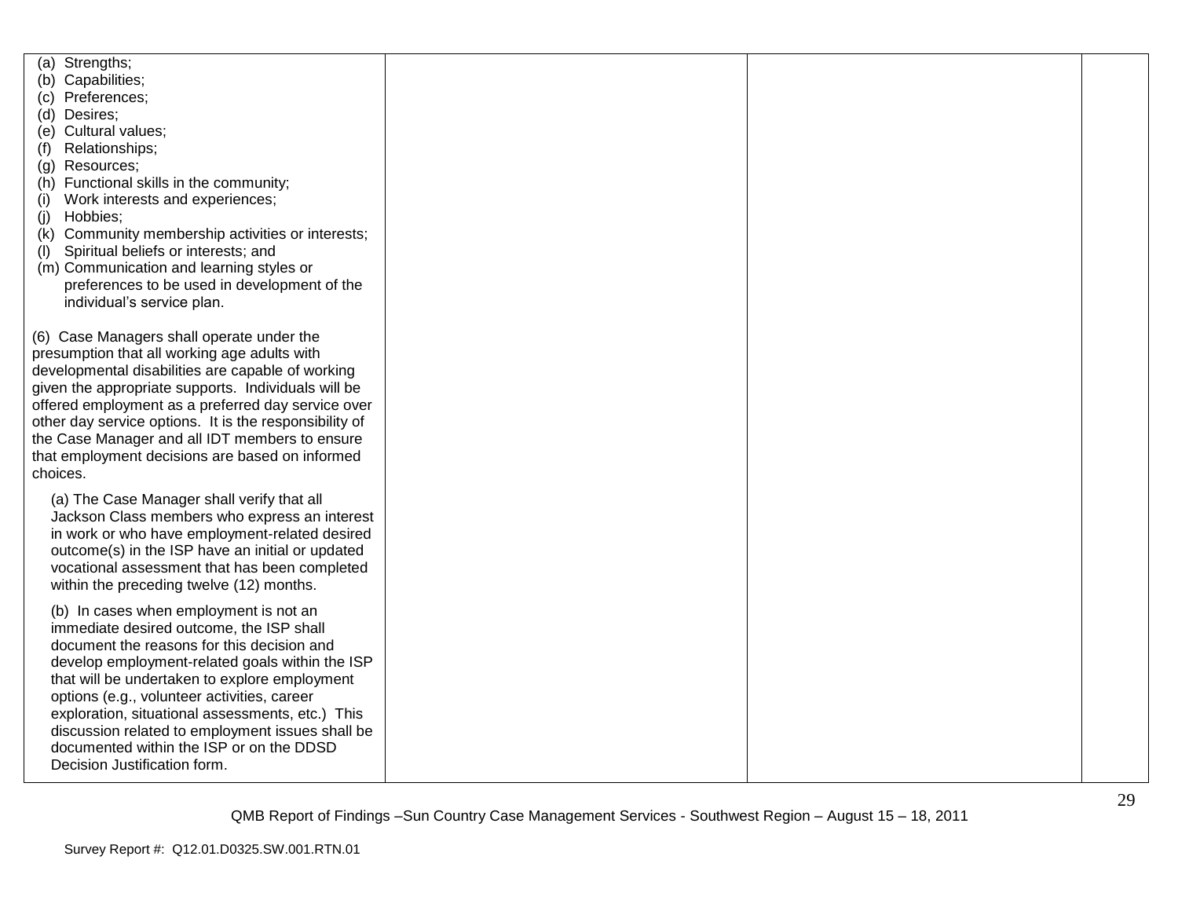| | | | |
|---|---|---|---|
| (a) Strengths;<br>(b) Capabilities;<br>(c) Preferences;<br>(d) Desires;<br>(e) Cultural values;<br>(f) Relationships;<br>(g) Resources;<br>(h) Functional skills in the community;<br>(i) Work interests and experiences;<br>(j) Hobbies;<br>(k) Community membership activities or interests;<br>(l) Spiritual beliefs or interests; and<br>(m) Communication and learning styles or preferences to be used in development of the individual's service plan.<br><br>(6) Case Managers shall operate under the presumption that all working age adults with developmental disabilities are capable of working given the appropriate supports. Individuals will be offered employment as a preferred day service over other day service options. It is the responsibility of the Case Manager and all IDT members to ensure that employment decisions are based on informed choices.<br><br>(a) The Case Manager shall verify that all Jackson Class members who express an interest in work or who have employment-related desired outcome(s) in the ISP have an initial or updated vocational assessment that has been completed within the preceding twelve (12) months.<br><br>(b) In cases when employment is not an immediate desired outcome, the ISP shall document the reasons for this decision and develop employment-related goals within the ISP that will be undertaken to explore employment options (e.g., volunteer activities, career exploration, situational assessments, etc.) This discussion related to employment issues shall be documented within the ISP or on the DDSD Decision Justification form. | | | |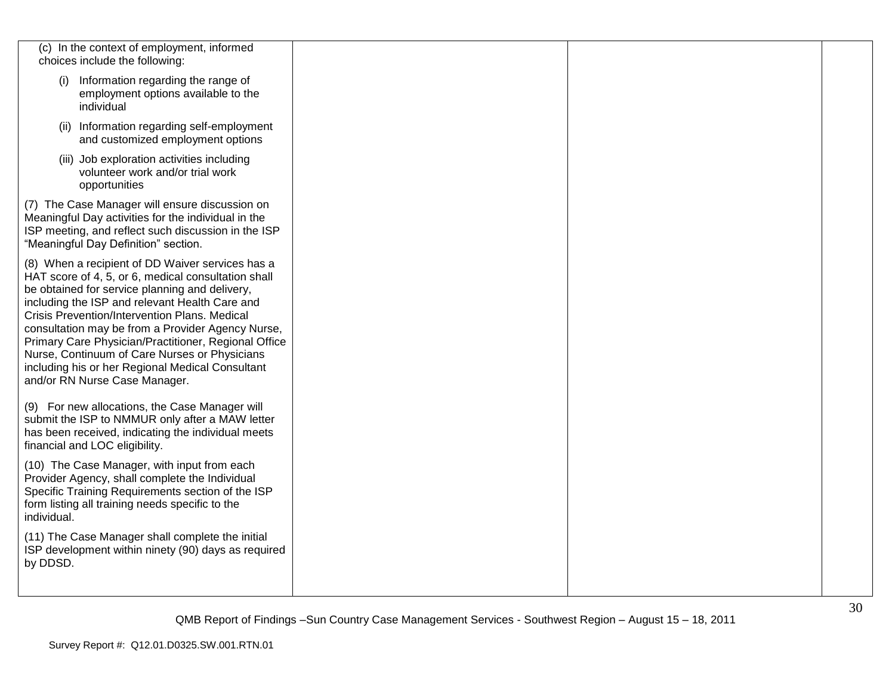| | | | |
|---|---|---|---|
| (c) In the context of employment, informed choices include the following:<br><br>(i) Information regarding the range of employment options available to the individual<br><br>(ii) Information regarding self-employment and customized employment options<br><br>(iii) Job exploration activities including volunteer work and/or trial work opportunities<br><br>(7) The Case Manager will ensure discussion on Meaningful Day activities for the individual in the ISP meeting, and reflect such discussion in the ISP "Meaningful Day Definition" section.<br><br>(8) When a recipient of DD Waiver services has a HAT score of 4, 5, or 6, medical consultation shall be obtained for service planning and delivery, including the ISP and relevant Health Care and Crisis Prevention/Intervention Plans. Medical consultation may be from a Provider Agency Nurse, Primary Care Physician/Practitioner, Regional Office Nurse, Continuum of Care Nurses or Physicians including his or her Regional Medical Consultant and/or RN Nurse Case Manager.<br><br>(9) For new allocations, the Case Manager will submit the ISP to NMMUR only after a MAW letter has been received, indicating the individual meets financial and LOC eligibility.<br><br>(10) The Case Manager, with input from each Provider Agency, shall complete the Individual Specific Training Requirements section of the ISP form listing all training needs specific to the individual.<br><br>(11) The Case Manager shall complete the initial ISP development within ninety (90) days as required by DDSD. | | | |

QMB Report of Findings –Sun Country Case Management Services - Southwest Region – August 15 – 18, 2011

Survey Report #: Q12.01.D0325.SW.001.RTN.01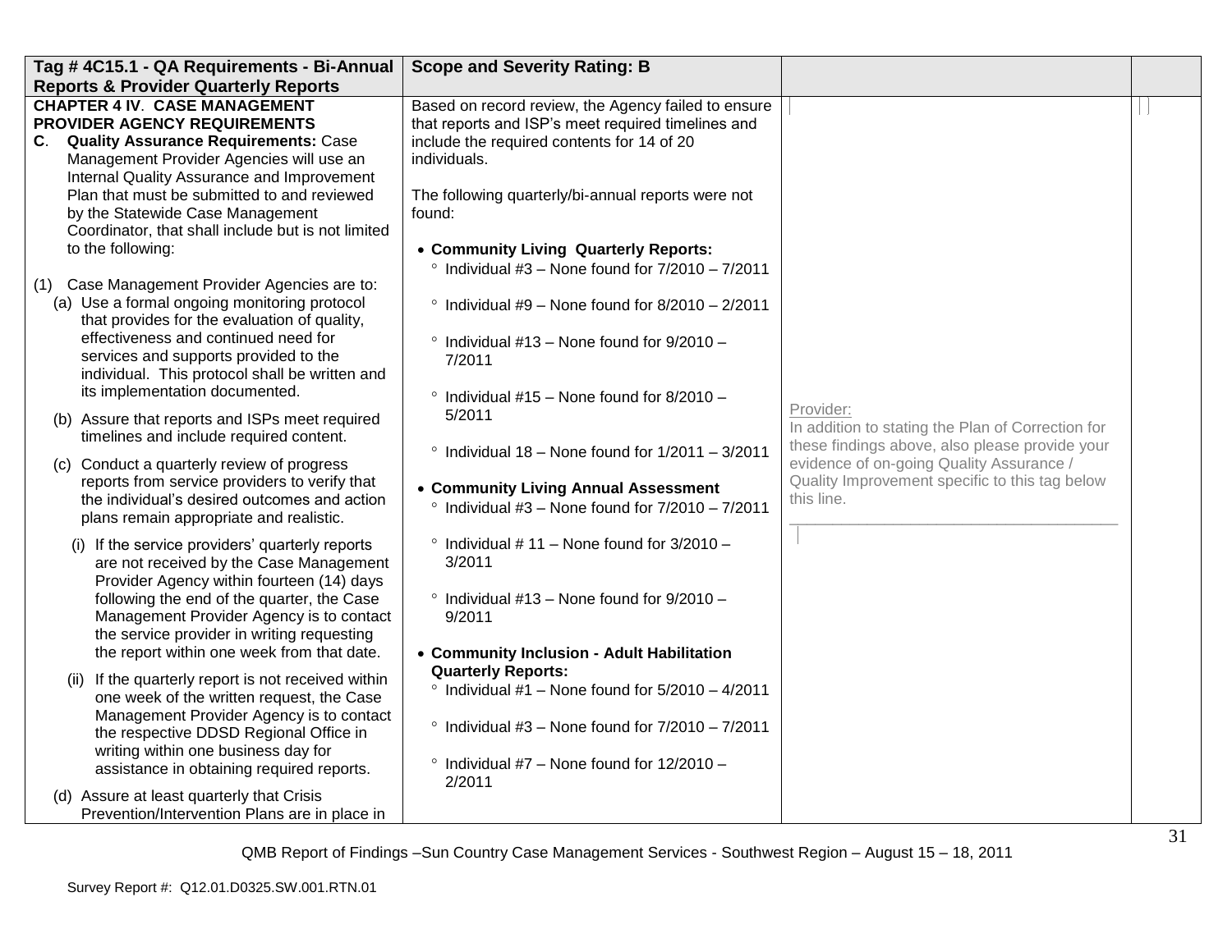| Tag # 4C15.1 - QA Requirements - Bi-Annual Reports & Provider Quarterly Reports | Scope and Severity Rating: B | | |
|---|---|---|---|
| **CHAPTER 4 IV. CASE MANAGEMENT PROVIDER AGENCY REQUIREMENTS**<br>**C. Quality Assurance Requirements:** Case Management Provider Agencies will use an Internal Quality Assurance and Improvement Plan that must be submitted to and reviewed by the Statewide Case Management Coordinator, that shall include but is not limited to the following:<br><br>(1) Case Management Provider Agencies are to:<br>(a) Use a formal ongoing monitoring protocol that provides for the evaluation of quality, effectiveness and continued need for services and supports provided to the individual. This protocol shall be written and its implementation documented.<br>(b) Assure that reports and ISPs meet required timelines and include required content.<br>(c) Conduct a quarterly review of progress reports from service providers to verify that the individual's desired outcomes and action plans remain appropriate and realistic.<br>(i) If the service providers' quarterly reports are not received by the Case Management Provider Agency within fourteen (14) days following the end of the quarter, the Case Management Provider Agency is to contact the service provider in writing requesting the report within one week from that date.<br>(ii) If the quarterly report is not received within one week of the written request, the Case Management Provider Agency is to contact the respective DDSD Regional Office in writing within one business day for assistance in obtaining required reports.<br>(d) Assure at least quarterly that Crisis Prevention/Intervention Plans are in place in | Based on record review, the Agency failed to ensure that reports and ISP's meet required timelines and include the required contents for 14 of 20 individuals.<br><br>The following quarterly/bi-annual reports were not found:<br><br>• **Community Living Quarterly Reports:**<br>° Individual #3 – None found for 7/2010 – 7/2011<br>° Individual #9 – None found for 8/2010 – 2/2011<br>° Individual #13 – None found for 9/2010 – 7/2011<br>° Individual #15 – None found for 8/2010 – 5/2011<br>° Individual 18 – None found for 1/2011 – 3/2011<br><br>• **Community Living Annual Assessment**<br>° Individual #3 – None found for 7/2010 – 7/2011<br>° Individual # 11 – None found for 3/2010 – 3/2011<br>° Individual #13 – None found for 9/2010 – 9/2011<br><br>• **Community Inclusion - Adult Habilitation Quarterly Reports:**<br>° Individual #1 – None found for 5/2010 – 4/2011<br>° Individual #3 – None found for 7/2010 – 7/2011<br>° Individual #7 – None found for 12/2010 – 2/2011 | Provider:<br>In addition to stating the Plan of Correction for these findings above, also please provide your evidence of on-going Quality Assurance / Quality Improvement specific to this tag below this line.<br>\_\_\_\_\_\_\_\_\_\_\_\_\_\_\_\_\_\_\_\_\_\_\_\_\_\_\_\_\_\_\_\_\_\_\_\_\_\_ | |

QMB Report of Findings –Sun Country Case Management Services - Southwest Region – August 15 – 18, 2011

Survey Report #: Q12.01.D0325.SW.001.RTN.01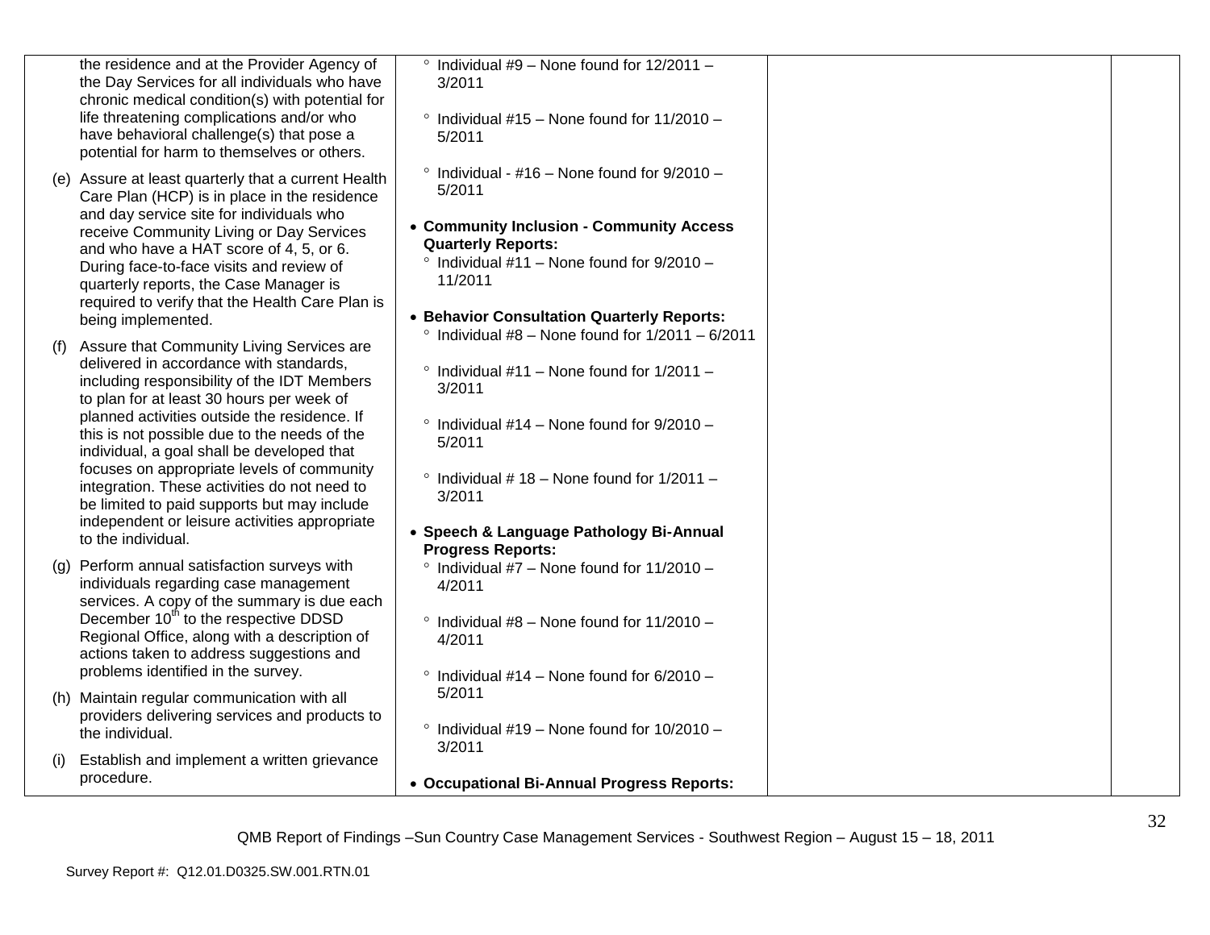| | | | |
|---|---|---|---|
| the residence and at the Provider Agency of the Day Services for all individuals who have chronic medical condition(s) with potential for life threatening complications and/or who have behavioral challenge(s) that pose a potential for harm to themselves or others.<br><br>(e) Assure at least quarterly that a current Health Care Plan (HCP) is in place in the residence and day service site for individuals who receive Community Living or Day Services and who have a HAT score of 4, 5, or 6. During face-to-face visits and review of quarterly reports, the Case Manager is required to verify that the Health Care Plan is being implemented.<br><br>(f) Assure that Community Living Services are delivered in accordance with standards, including responsibility of the IDT Members to plan for at least 30 hours per week of planned activities outside the residence. If this is not possible due to the needs of the individual, a goal shall be developed that focuses on appropriate levels of community integration. These activities do not need to be limited to paid supports but may include independent or leisure activities appropriate to the individual.<br><br>(g) Perform annual satisfaction surveys with individuals regarding case management services. A copy of the summary is due each December 10th to the respective DDSD Regional Office, along with a description of actions taken to address suggestions and problems identified in the survey.<br><br>(h) Maintain regular communication with all providers delivering services and products to the individual.<br><br>(i) Establish and implement a written grievance procedure. | ° Individual #9 – None found for 12/2011 – 3/2011<br><br>° Individual #15 – None found for 11/2010 – 5/2011<br><br>° Individual - #16 – None found for 9/2010 – 5/2011<br><br>• **Community Inclusion - Community Access Quarterly Reports:**<br>° Individual #11 – None found for 9/2010 – 11/2011<br><br>• **Behavior Consultation Quarterly Reports:**<br>° Individual #8 – None found for 1/2011 – 6/2011<br><br>° Individual #11 – None found for 1/2011 – 3/2011<br><br>° Individual #14 – None found for 9/2010 – 5/2011<br><br>° Individual # 18 – None found for 1/2011 – 3/2011<br><br>• **Speech & Language Pathology Bi-Annual Progress Reports:**<br>° Individual #7 – None found for 11/2010 – 4/2011<br><br>° Individual #8 – None found for 11/2010 – 4/2011<br><br>° Individual #14 – None found for 6/2010 – 5/2011<br><br>° Individual #19 – None found for 10/2010 – 3/2011<br><br>• **Occupational Bi-Annual Progress Reports:** | | |

QMB Report of Findings –Sun Country Case Management Services - Southwest Region – August 15 – 18, 2011

Survey Report #: Q12.01.D0325.SW.001.RTN.01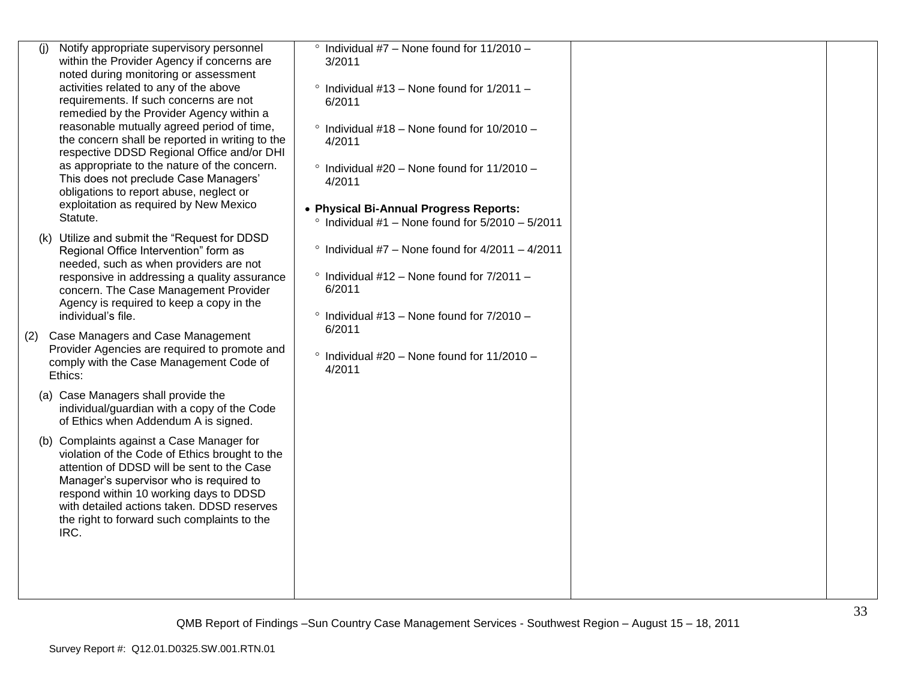| | | | |
|---|---|---|---|
| (j) Notify appropriate supervisory personnel within the Provider Agency if concerns are noted during monitoring or assessment activities related to any of the above requirements. If such concerns are not remedied by the Provider Agency within a reasonable mutually agreed period of time, the concern shall be reported in writing to the respective DDSD Regional Office and/or DHI as appropriate to the nature of the concern. This does not preclude Case Managers' obligations to report abuse, neglect or exploitation as required by New Mexico Statute.<br><br>(k) Utilize and submit the "Request for DDSD Regional Office Intervention" form as needed, such as when providers are not responsive in addressing a quality assurance concern. The Case Management Provider Agency is required to keep a copy in the individual's file.<br><br>(2) Case Managers and Case Management Provider Agencies are required to promote and comply with the Case Management Code of Ethics:<br><br>(a) Case Managers shall provide the individual/guardian with a copy of the Code of Ethics when Addendum A is signed.<br><br>(b) Complaints against a Case Manager for violation of the Code of Ethics brought to the attention of DDSD will be sent to the Case Manager's supervisor who is required to respond within 10 working days to DDSD with detailed actions taken. DDSD reserves the right to forward such complaints to the IRC. | ° Individual #7 – None found for 11/2010 – 3/2011<br><br>° Individual #13 – None found for 1/2011 – 6/2011<br><br>° Individual #18 – None found for 10/2010 – 4/2011<br><br>° Individual #20 – None found for 11/2010 – 4/2011<br><br>• **Physical Bi-Annual Progress Reports:**<br>° Individual #1 – None found for 5/2010 – 5/2011<br><br>° Individual #7 – None found for 4/2011 – 4/2011<br><br>° Individual #12 – None found for 7/2011 – 6/2011<br><br>° Individual #13 – None found for 7/2010 – 6/2011<br><br>° Individual #20 – None found for 11/2010 – 4/2011 | | |

QMB Report of Findings –Sun Country Case Management Services - Southwest Region – August 15 – 18, 2011

Survey Report #: Q12.01.D0325.SW.001.RTN.01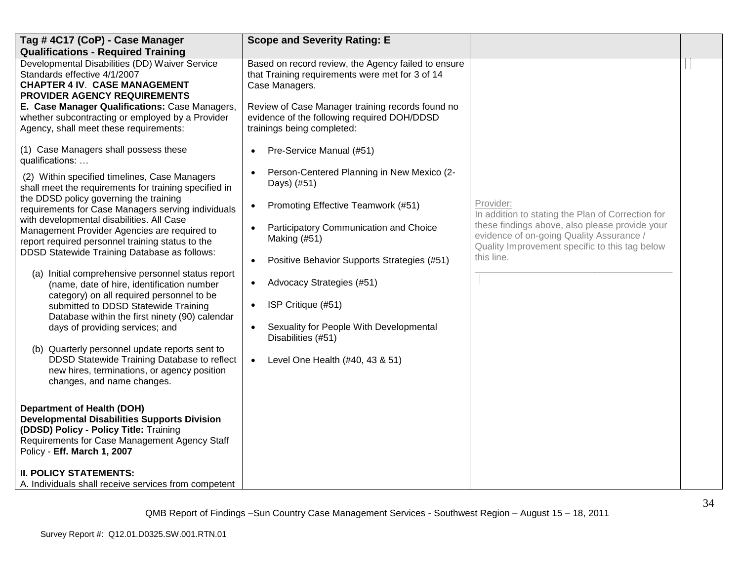| Tag # 4C17 (CoP) - Case Manager Qualifications - Required Training | Scope and Severity Rating: E | | |
|---|---|---|---|
| Developmental Disabilities (DD) Waiver Service Standards effective 4/1/2007<br>**CHAPTER 4 IV. CASE MANAGEMENT PROVIDER AGENCY REQUIREMENTS**<br>**E. Case Manager Qualifications:** Case Managers, whether subcontracting or employed by a Provider Agency, shall meet these requirements:<br><br>(1) Case Managers shall possess these qualifications: …<br><br>(2) Within specified timelines, Case Managers shall meet the requirements for training specified in the DDSD policy governing the training requirements for Case Managers serving individuals with developmental disabilities. All Case Management Provider Agencies are required to report required personnel training status to the DDSD Statewide Training Database as follows:<br><br>(a) Initial comprehensive personnel status report (name, date of hire, identification number category) on all required personnel to be submitted to DDSD Statewide Training Database within the first ninety (90) calendar days of providing services; and<br><br>(b) Quarterly personnel update reports sent to DDSD Statewide Training Database to reflect new hires, terminations, or agency position changes, and name changes.<br><br>**Department of Health (DOH) Developmental Disabilities Supports Division (DDSD) Policy - Policy Title:** Training Requirements for Case Management Agency Staff Policy - **Eff. March 1, 2007**<br><br>**II. POLICY STATEMENTS:**<br>A. Individuals shall receive services from competent | Based on record review, the Agency failed to ensure that Training requirements were met for 3 of 14 Case Managers.<br><br>Review of Case Manager training records found no evidence of the following required DOH/DDSD trainings being completed:<br><br>• Pre-Service Manual (#51)<br>• Person-Centered Planning in New Mexico (2-Days) (#51)<br>• Promoting Effective Teamwork (#51)<br>• Participatory Communication and Choice Making (#51)<br>• Positive Behavior Supports Strategies (#51)<br>• Advocacy Strategies (#51)<br>• ISP Critique (#51)<br>• Sexuality for People With Developmental Disabilities (#51)<br>• Level One Health (#40, 43 & 51) | Provider:<br>In addition to stating the Plan of Correction for these findings above, also please provide your evidence of on-going Quality Assurance / Quality Improvement specific to this tag below this line.<br>___________________________________ | |

QMB Report of Findings –Sun Country Case Management Services - Southwest Region – August 15 – 18, 2011

Survey Report #: Q12.01.D0325.SW.001.RTN.01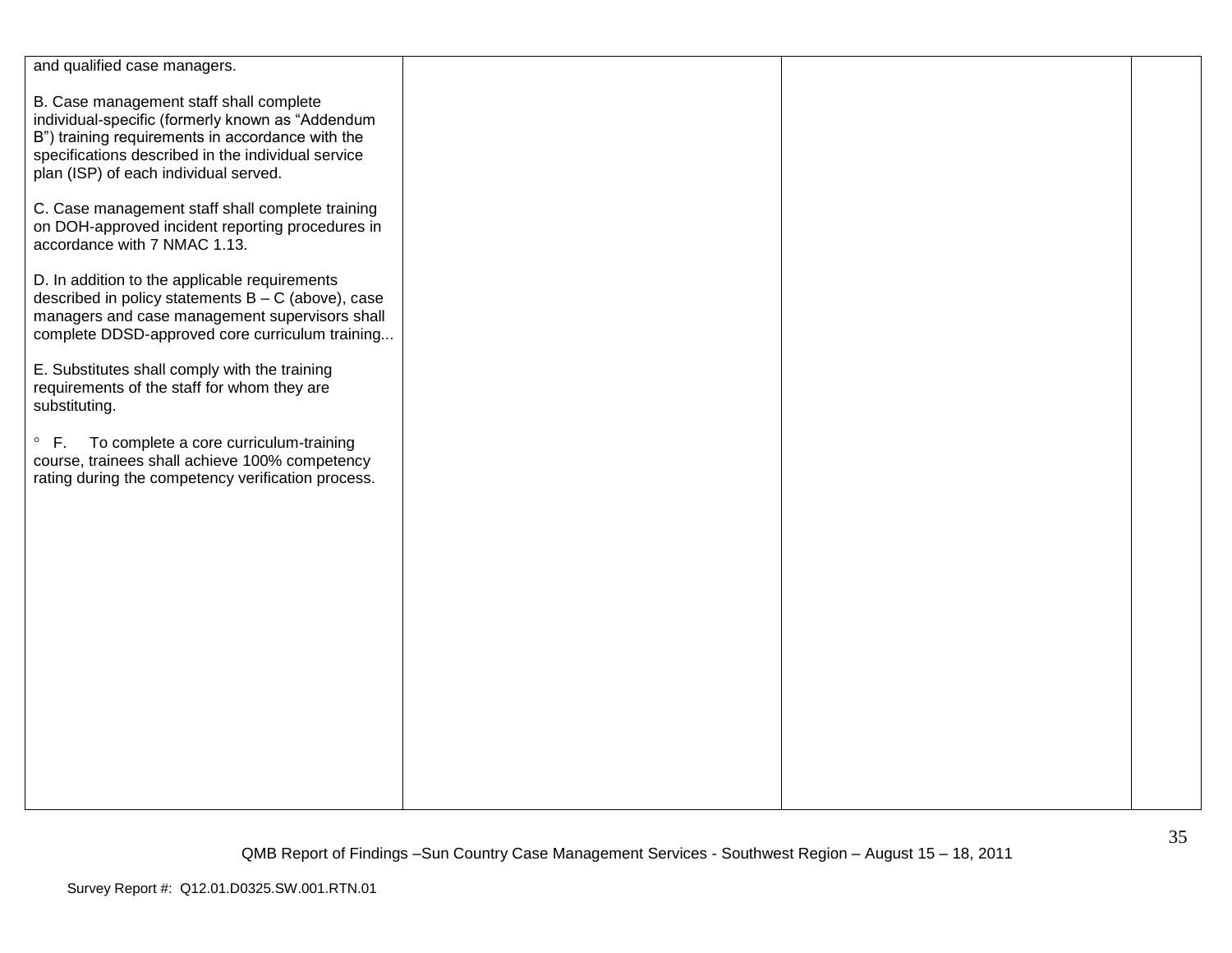| | | | |
|---|---|---|---|
| and qualified case managers.<br><br>B. Case management staff shall complete individual-specific (formerly known as "Addendum B") training requirements in accordance with the specifications described in the individual service plan (ISP) of each individual served.<br><br>C. Case management staff shall complete training on DOH-approved incident reporting procedures in accordance with 7 NMAC 1.13.<br><br>D. In addition to the applicable requirements described in policy statements B – C (above), case managers and case management supervisors shall complete DDSD-approved core curriculum training...<br><br>E. Substitutes shall comply with the training requirements of the staff for whom they are substituting.<br><br>° F. To complete a core curriculum-training course, trainees shall achieve 100% competency rating during the competency verification process. | | | |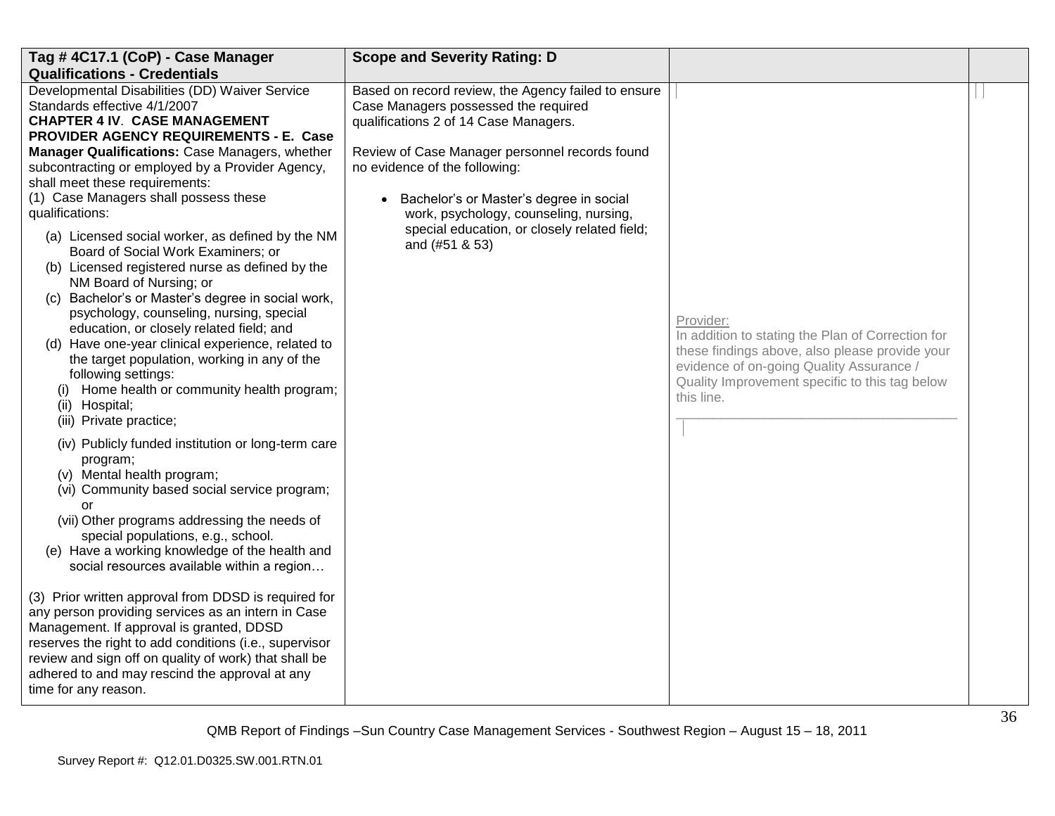| Tag # 4C17.1 (CoP) - Case Manager Qualifications - Credentials | Scope and Severity Rating: D | | |
|---|---|---|---|
| Developmental Disabilities (DD) Waiver Service Standards effective 4/1/2007<br>**CHAPTER 4 IV. CASE MANAGEMENT PROVIDER AGENCY REQUIREMENTS - E. Case Manager Qualifications:** Case Managers, whether subcontracting or employed by a Provider Agency, shall meet these requirements:<br>(1) Case Managers shall possess these qualifications:<br>(a) Licensed social worker, as defined by the NM Board of Social Work Examiners; or<br>(b) Licensed registered nurse as defined by the NM Board of Nursing; or<br>(c) Bachelor's or Master's degree in social work, psychology, counseling, nursing, special education, or closely related field; and<br>(d) Have one-year clinical experience, related to the target population, working in any of the following settings:<br>(i) Home health or community health program;<br>(ii) Hospital;<br>(iii) Private practice;<br>(iv) Publicly funded institution or long-term care program;<br>(v) Mental health program;<br>(vi) Community based social service program; or<br>(vii) Other programs addressing the needs of special populations, e.g., school.<br>(e) Have a working knowledge of the health and social resources available within a region…<br><br>(3) Prior written approval from DDSD is required for any person providing services as an intern in Case Management. If approval is granted, DDSD reserves the right to add conditions (i.e., supervisor review and sign off on quality of work) that shall be adhered to and may rescind the approval at any time for any reason. | Based on record review, the Agency failed to ensure Case Managers possessed the required qualifications 2 of 14 Case Managers.<br><br>Review of Case Manager personnel records found no evidence of the following:<br><br>• Bachelor's or Master's degree in social work, psychology, counseling, nursing, special education, or closely related field; and (#51 & 53) | Provider:<br>In addition to stating the Plan of Correction for these findings above, also please provide your evidence of on-going Quality Assurance / Quality Improvement specific to this tag below this line.<br>______________________________________ | |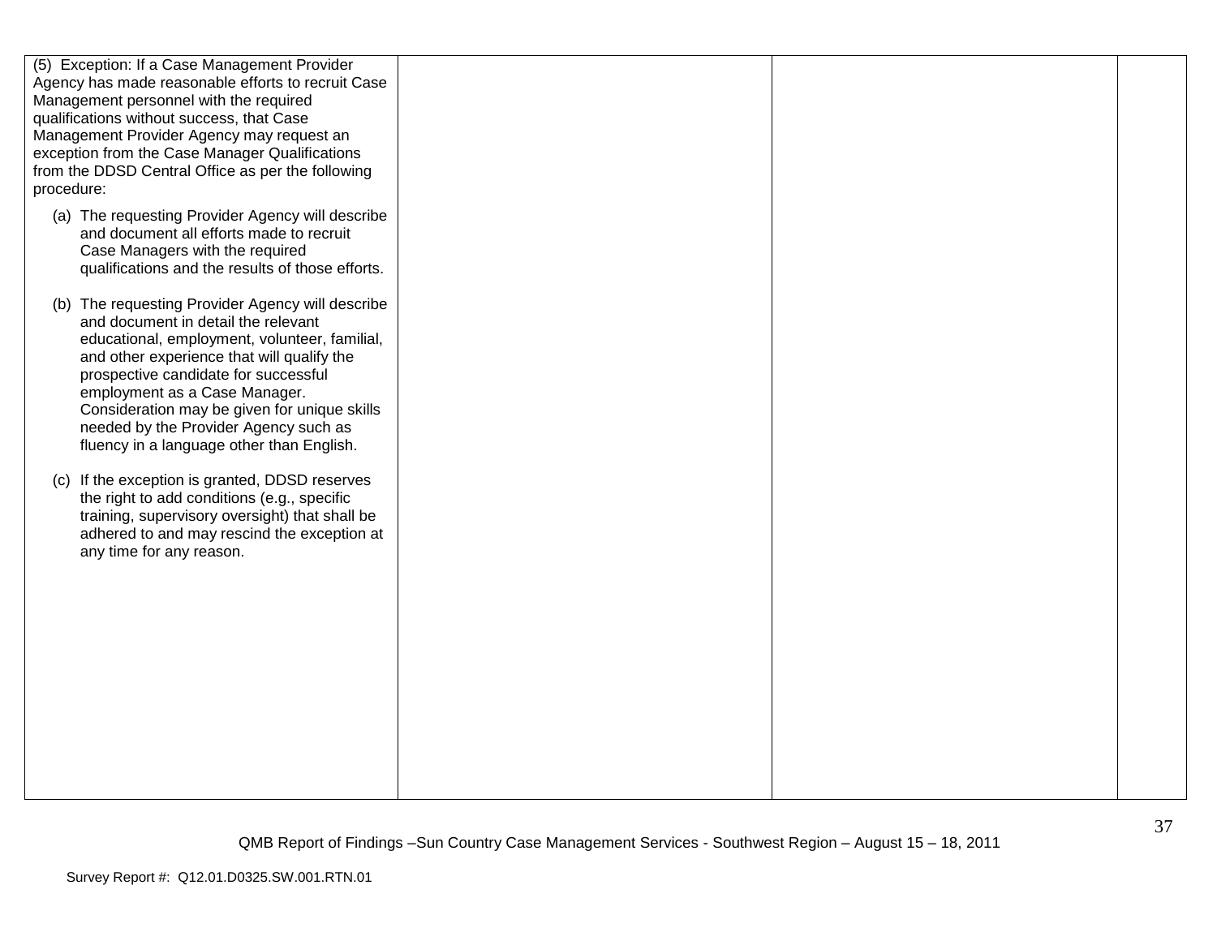| | | | |
|---|---|---|---|
| (5) Exception: If a Case Management Provider Agency has made reasonable efforts to recruit Case Management personnel with the required qualifications without success, that Case Management Provider Agency may request an exception from the Case Manager Qualifications from the DDSD Central Office as per the following procedure:<br><br>(a) The requesting Provider Agency will describe and document all efforts made to recruit Case Managers with the required qualifications and the results of those efforts.<br><br>(b) The requesting Provider Agency will describe and document in detail the relevant educational, employment, volunteer, familial, and other experience that will qualify the prospective candidate for successful employment as a Case Manager. Consideration may be given for unique skills needed by the Provider Agency such as fluency in a language other than English.<br><br>(c) If the exception is granted, DDSD reserves the right to add conditions (e.g., specific training, supervisory oversight) that shall be adhered to and may rescind the exception at any time for any reason. | | | |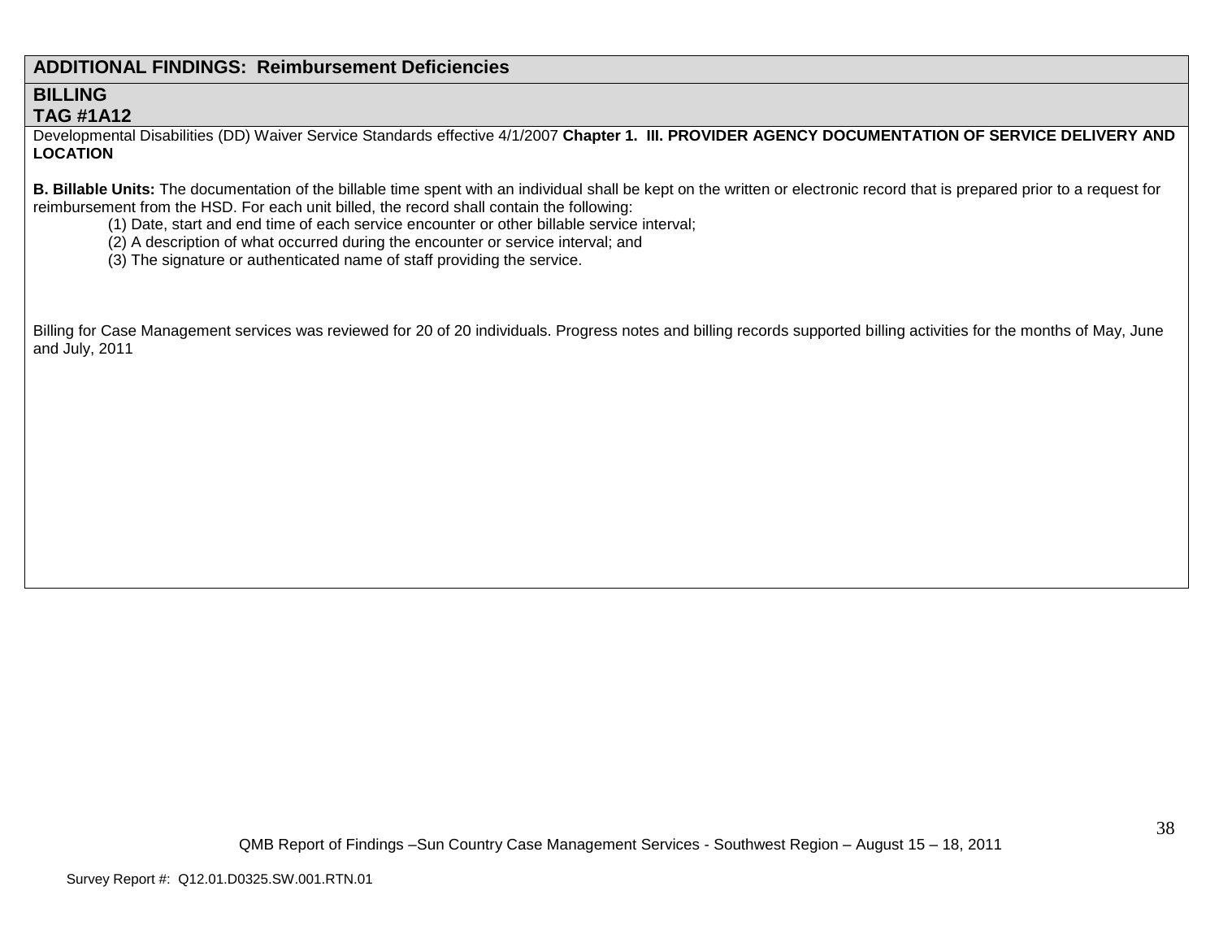## ADDITIONAL FINDINGS: Reimbursement Deficiencies

### BILLING
### TAG #1A12

Developmental Disabilities (DD) Waiver Service Standards effective 4/1/2007 **Chapter 1. III. PROVIDER AGENCY DOCUMENTATION OF SERVICE DELIVERY AND LOCATION**

**B. Billable Units:** The documentation of the billable time spent with an individual shall be kept on the written or electronic record that is prepared prior to a request for reimbursement from the HSD. For each unit billed, the record shall contain the following:

(1) Date, start and end time of each service encounter or other billable service interval;
(2) A description of what occurred during the encounter or service interval; and
(3) The signature or authenticated name of staff providing the service.

Billing for Case Management services was reviewed for 20 of 20 individuals. Progress notes and billing records supported billing activities for the months of May, June and July, 2011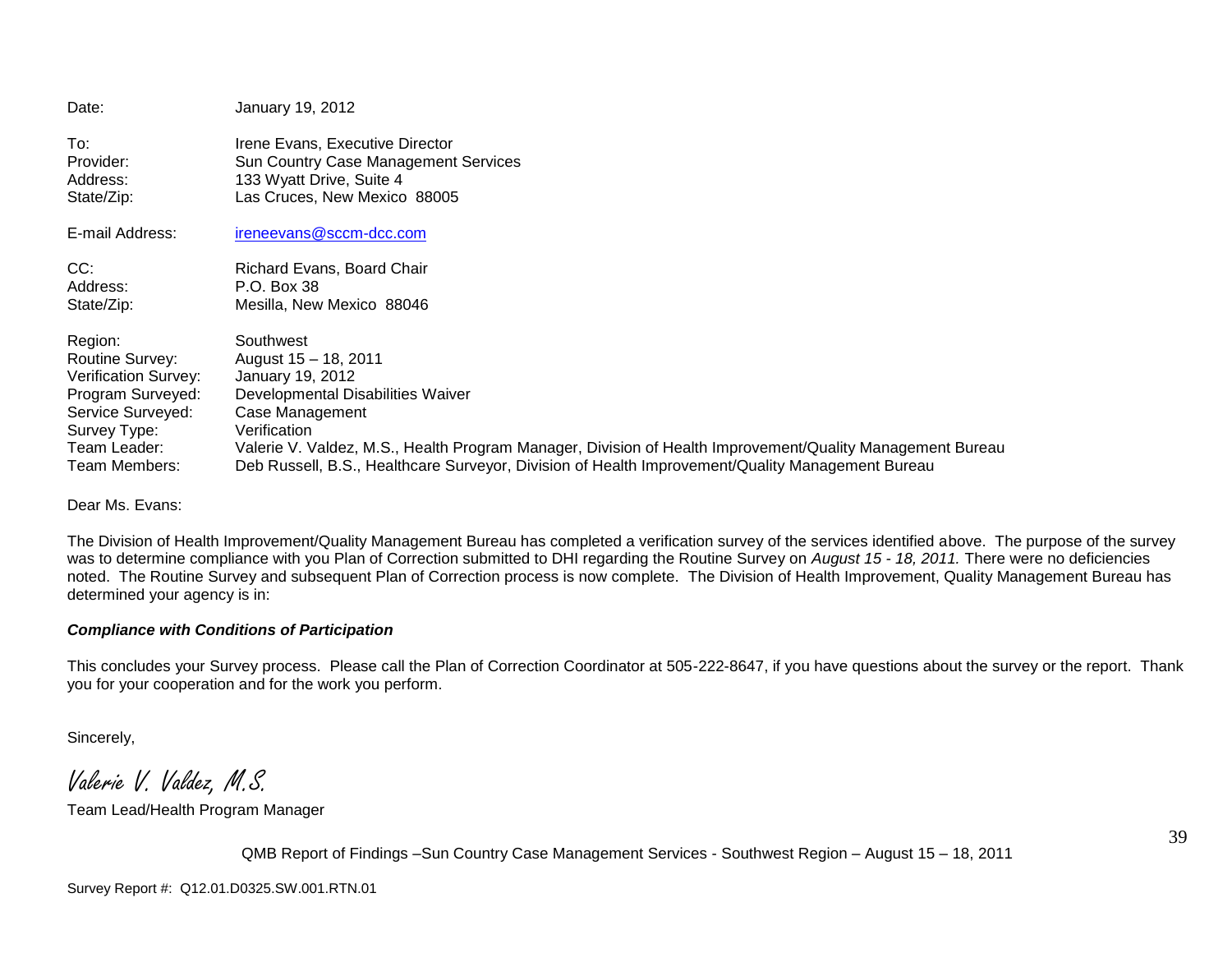Date: January 19, 2012

To: Irene Evans, Executive Director
Provider: Sun Country Case Management Services
Address: 133 Wyatt Drive, Suite 4
State/Zip: Las Cruces, New Mexico 88005

E-mail Address: ireneevans@sccm-dcc.com

CC: Richard Evans, Board Chair
Address: P.O. Box 38
State/Zip: Mesilla, New Mexico 88046

Region: Southwest
Routine Survey: August 15 – 18, 2011
Verification Survey: January 19, 2012
Program Surveyed: Developmental Disabilities Waiver
Service Surveyed: Case Management
Survey Type: Verification
Team Leader: Valerie V. Valdez, M.S., Health Program Manager, Division of Health Improvement/Quality Management Bureau
Team Members: Deb Russell, B.S., Healthcare Surveyor, Division of Health Improvement/Quality Management Bureau

Dear Ms. Evans:

The Division of Health Improvement/Quality Management Bureau has completed a verification survey of the services identified above. The purpose of the survey was to determine compliance with you Plan of Correction submitted to DHI regarding the Routine Survey on *August 15 - 18, 2011.* There were no deficiencies noted. The Routine Survey and subsequent Plan of Correction process is now complete. The Division of Health Improvement, Quality Management Bureau has determined your agency is in:

***Compliance with Conditions of Participation***

This concludes your Survey process. Please call the Plan of Correction Coordinator at 505-222-8647, if you have questions about the survey or the report. Thank you for your cooperation and for the work you perform.

Sincerely,

*Valerie V. Valdez, M.S.*

Team Lead/Health Program Manager

QMB Report of Findings –Sun Country Case Management Services - Southwest Region – August 15 – 18, 2011

Survey Report #: Q12.01.D0325.SW.001.RTN.01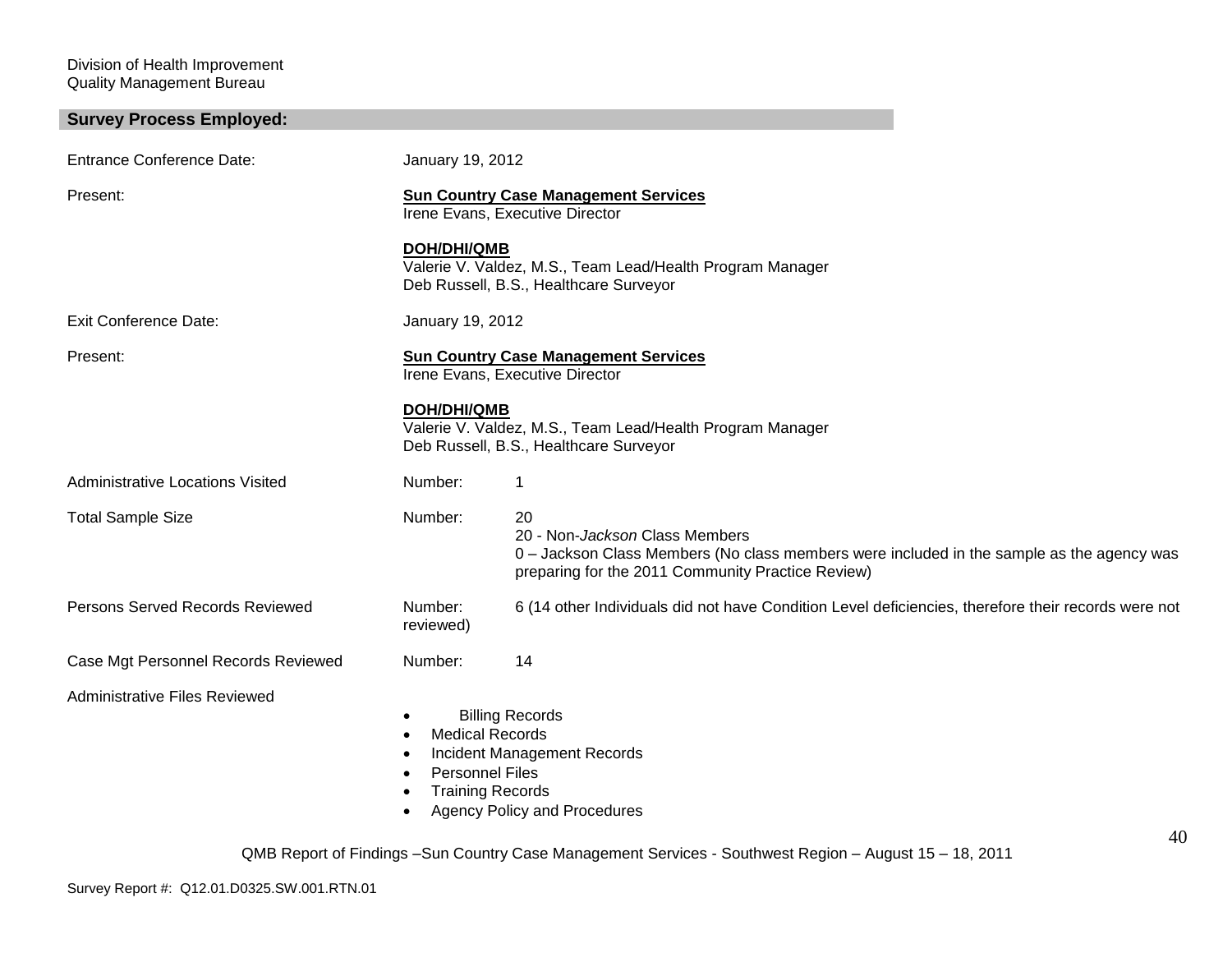Division of Health Improvement
Quality Management Bureau

## Survey Process Employed:

| | | |
|---|---|---|
| Entrance Conference Date: | January 19, 2012 | |
| Present: | **Sun Country Case Management Services**<br>Irene Evans, Executive Director<br><br>**DOH/DHI/QMB**<br>Valerie V. Valdez, M.S., Team Lead/Health Program Manager<br>Deb Russell, B.S., Healthcare Surveyor | |
| Exit Conference Date: | January 19, 2012 | |
| Present: | **Sun Country Case Management Services**<br>Irene Evans, Executive Director<br><br>**DOH/DHI/QMB**<br>Valerie V. Valdez, M.S., Team Lead/Health Program Manager<br>Deb Russell, B.S., Healthcare Surveyor | |
| Administrative Locations Visited | Number: | 1 |
| Total Sample Size | Number: | 20<br>20 - Non-*Jackson* Class Members<br>0 – Jackson Class Members (No class members were included in the sample as the agency was preparing for the 2011 Community Practice Review) |
| Persons Served Records Reviewed | Number: | 6 (14 other Individuals did not have Condition Level deficiencies, therefore their records were not reviewed) |
| Case Mgt Personnel Records Reviewed | Number: | 14 |

Administrative Files Reviewed

- Billing Records
- Medical Records
- Incident Management Records
- Personnel Files
- Training Records
- Agency Policy and Procedures

QMB Report of Findings –Sun Country Case Management Services - Southwest Region – August 15 – 18, 2011

Survey Report #: Q12.01.D0325.SW.001.RTN.01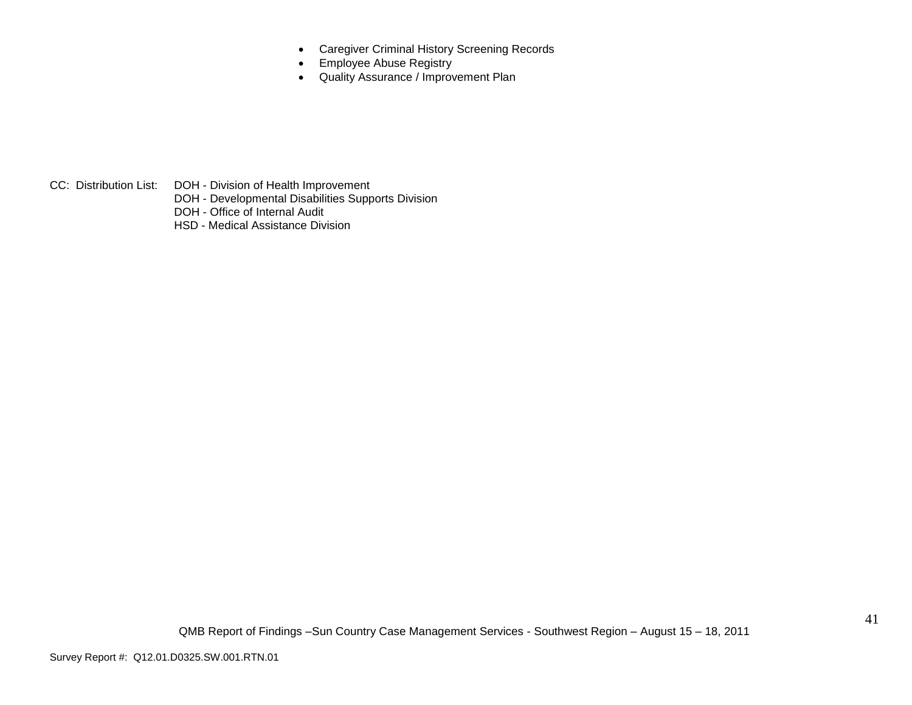- Caregiver Criminal History Screening Records
- Employee Abuse Registry
- Quality Assurance / Improvement Plan

CC: Distribution List: DOH - Division of Health Improvement
DOH - Developmental Disabilities Supports Division
DOH - Office of Internal Audit
HSD - Medical Assistance Division